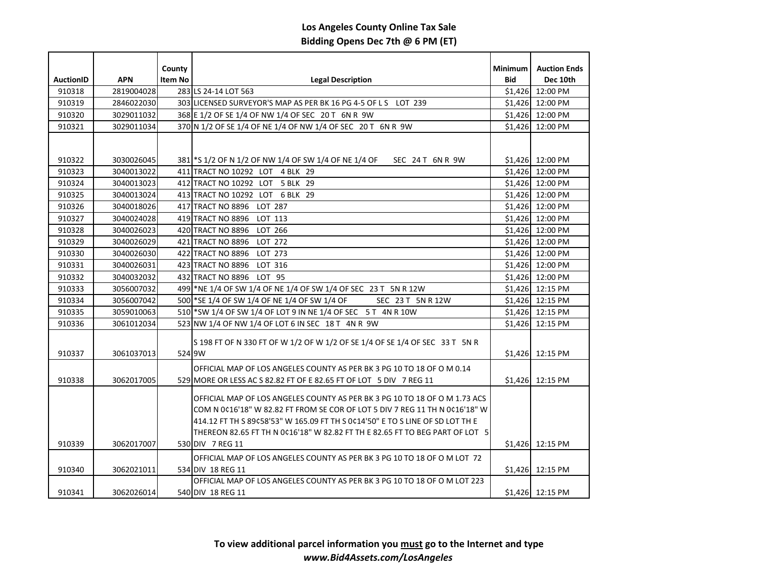# Los Angeles County Online Tax Sale

## Bidding Opens Dec 7th @ 6 PM (ET)

| AuctionID | APN | County Item No | Legal Description | Minimum Bid | Auction Ends Dec 10th |
|---|---|---|---|---|---|
| 910318 | 2819004028 | 283 | LS 24-14 LOT 563 | $1,426 | 12:00 PM |
| 910319 | 2846022030 | 303 | LICENSED SURVEYOR'S MAP AS PER BK 16 PG 4-5 OF L S LOT 239 | $1,426 | 12:00 PM |
| 910320 | 3029011032 | 368 | E 1/2 OF SE 1/4 OF NW 1/4 OF SEC 20 T 6N R 9W | $1,426 | 12:00 PM |
| 910321 | 3029011034 | 370 | N 1/2 OF SE 1/4 OF NE 1/4 OF NW 1/4 OF SEC 20 T 6N R 9W | $1,426 | 12:00 PM |
| 910322 | 3030026045 | 381 | *S 1/2 OF N 1/2 OF NW 1/4 OF SW 1/4 OF NE 1/4 OF SEC 24 T 6N R 9W | $1,426 | 12:00 PM |
| 910323 | 3040013022 | 411 | TRACT NO 10292 LOT 4 BLK 29 | $1,426 | 12:00 PM |
| 910324 | 3040013023 | 412 | TRACT NO 10292 LOT 5 BLK 29 | $1,426 | 12:00 PM |
| 910325 | 3040013024 | 413 | TRACT NO 10292 LOT 6 BLK 29 | $1,426 | 12:00 PM |
| 910326 | 3040018026 | 417 | TRACT NO 8896 LOT 287 | $1,426 | 12:00 PM |
| 910327 | 3040024028 | 419 | TRACT NO 8896 LOT 113 | $1,426 | 12:00 PM |
| 910328 | 3040026023 | 420 | TRACT NO 8896 LOT 266 | $1,426 | 12:00 PM |
| 910329 | 3040026029 | 421 | TRACT NO 8896 LOT 272 | $1,426 | 12:00 PM |
| 910330 | 3040026030 | 422 | TRACT NO 8896 LOT 273 | $1,426 | 12:00 PM |
| 910331 | 3040026031 | 423 | TRACT NO 8896 LOT 316 | $1,426 | 12:00 PM |
| 910332 | 3040032032 | 432 | TRACT NO 8896 LOT 95 | $1,426 | 12:00 PM |
| 910333 | 3056007032 | 499 | *NE 1/4 OF SW 1/4 OF NE 1/4 OF SW 1/4 OF SEC 23 T 5N R 12W | $1,426 | 12:15 PM |
| 910334 | 3056007042 | 500 | *SE 1/4 OF SW 1/4 OF NE 1/4 OF SW 1/4 OF SEC 23 T 5N R 12W | $1,426 | 12:15 PM |
| 910335 | 3059010063 | 510 | *SW 1/4 OF SW 1/4 OF LOT 9 IN NE 1/4 OF SEC 5 T 4N R 10W | $1,426 | 12:15 PM |
| 910336 | 3061012034 | 523 | NW 1/4 OF NW 1/4 OF LOT 6 IN SEC 18 T 4N R 9W | $1,426 | 12:15 PM |
| 910337 | 3061037013 | 524 | S 198 FT OF N 330 FT OF W 1/2 OF W 1/2 OF SE 1/4 OF SE 1/4 OF SEC 33 T 5N R 9W | $1,426 | 12:15 PM |
| 910338 | 3062017005 | 529 | OFFICIAL MAP OF LOS ANGELES COUNTY AS PER BK 3 PG 10 TO 18 OF O M 0.14 MORE OR LESS AC S 82.82 FT OF E 82.65 FT OF LOT 5 DIV 7 REG 11 | $1,426 | 12:15 PM |
| 910339 | 3062017007 | 530 | OFFICIAL MAP OF LOS ANGELES COUNTY AS PER BK 3 PG 10 TO 18 OF O M 1.73 ACS COM N 0¢16'18" W 82.82 FT FROM SE COR OF LOT 5 DIV 7 REG 11 TH N 0¢16'18" W 414.12 FT TH S 89¢58'53" W 165.09 FT TH S 0¢14'50" E TO S LINE OF SD LOT TH E THEREON 82.65 FT TH N 0¢16'18" W 82.82 FT TH E 82.65 FT TO BEG PART OF LOT 5 DIV 7 REG 11 | $1,426 | 12:15 PM |
| 910340 | 3062021011 | 534 | OFFICIAL MAP OF LOS ANGELES COUNTY AS PER BK 3 PG 10 TO 18 OF O M LOT 72 DIV 18 REG 11 | $1,426 | 12:15 PM |
| 910341 | 3062026014 | 540 | OFFICIAL MAP OF LOS ANGELES COUNTY AS PER BK 3 PG 10 TO 18 OF O M LOT 223 DIV 18 REG 11 | $1,426 | 12:15 PM |

**To view additional parcel information you <u>must</u> go to the Internet and type**
***www.Bid4Assets.com/LosAngeles***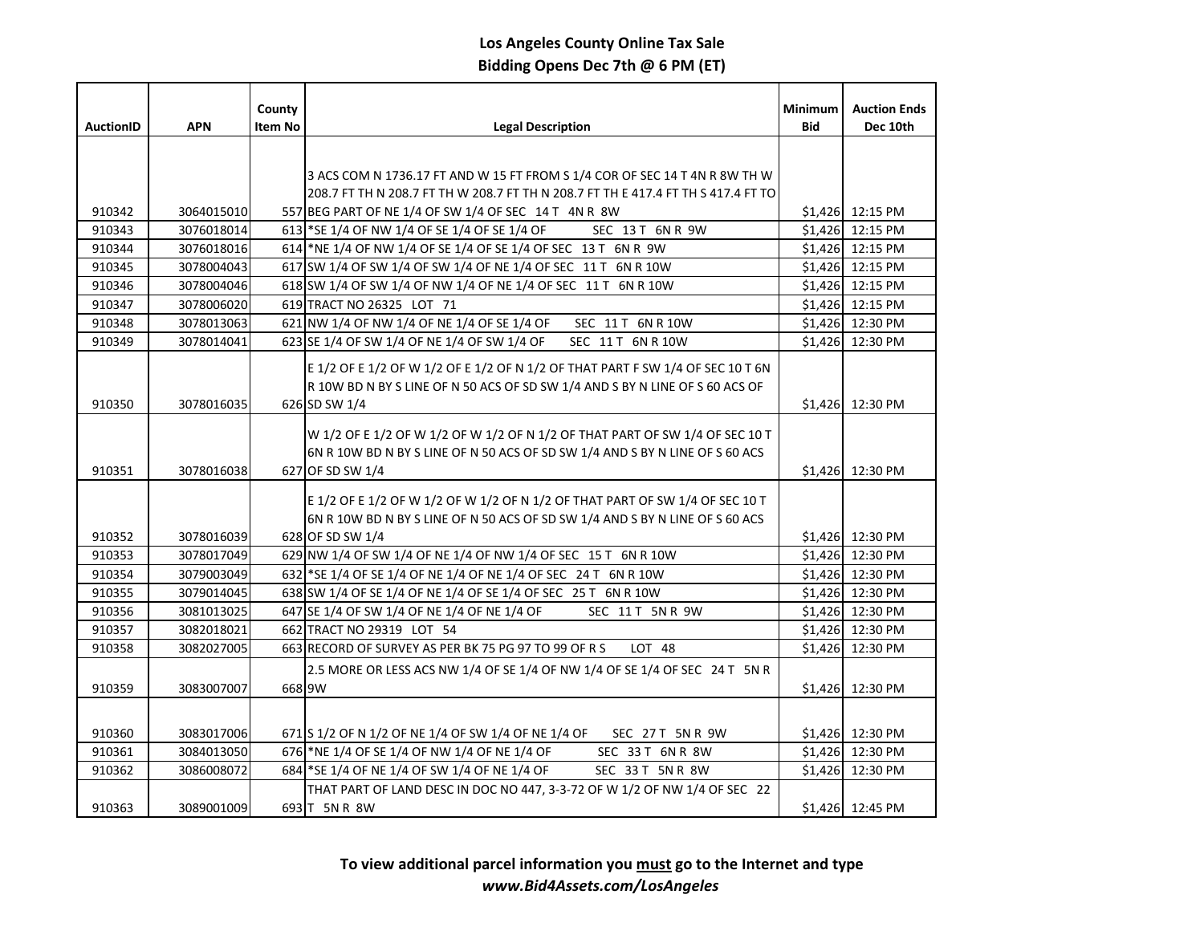**Los Angeles County Online Tax Sale**
**Bidding Opens Dec 7th @ 6 PM (ET)**

| AuctionID | APN | County Item No | Legal Description | Minimum Bid | Auction Ends Dec 10th |
|---|---|---|---|---|---|
| 910342 | 3064015010 | 557 | 3 ACS COM N 1736.17 FT AND W 15 FT FROM S 1/4 COR OF SEC 14 T 4N R 8W TH W 208.7 FT TH N 208.7 FT TH W 208.7 FT TH N 208.7 FT TH E 417.4 FT TH S 417.4 FT TO BEG PART OF NE 1/4 OF SW 1/4 OF SEC 14 T 4N R 8W | $1,426 | 12:15 PM |
| 910343 | 3076018014 | 613 | *SE 1/4 OF NW 1/4 OF SE 1/4 OF SE 1/4 OF SEC 13 T 6N R 9W | $1,426 | 12:15 PM |
| 910344 | 3076018016 | 614 | *NE 1/4 OF NW 1/4 OF SE 1/4 OF SE 1/4 OF SEC 13 T 6N R 9W | $1,426 | 12:15 PM |
| 910345 | 3078004043 | 617 | SW 1/4 OF SW 1/4 OF SW 1/4 OF NE 1/4 OF SEC 11 T 6N R 10W | $1,426 | 12:15 PM |
| 910346 | 3078004046 | 618 | SW 1/4 OF SW 1/4 OF NW 1/4 OF NE 1/4 OF SEC 11 T 6N R 10W | $1,426 | 12:15 PM |
| 910347 | 3078006020 | 619 | TRACT NO 26325 LOT 71 | $1,426 | 12:15 PM |
| 910348 | 3078013063 | 621 | NW 1/4 OF NW 1/4 OF NE 1/4 OF SE 1/4 OF SEC 11 T 6N R 10W | $1,426 | 12:30 PM |
| 910349 | 3078014041 | 623 | SE 1/4 OF SW 1/4 OF NE 1/4 OF SW 1/4 OF SEC 11 T 6N R 10W | $1,426 | 12:30 PM |
| 910350 | 3078016035 | 626 | E 1/2 OF E 1/2 OF W 1/2 OF E 1/2 OF N 1/2 OF THAT PART F SW 1/4 OF SEC 10 T 6N R 10W BD N BY S LINE OF N 50 ACS OF SD SW 1/4 AND S BY N LINE OF S 60 ACS OF SD SW 1/4 | $1,426 | 12:30 PM |
| 910351 | 3078016038 | 627 | W 1/2 OF E 1/2 OF W 1/2 OF W 1/2 OF N 1/2 OF THAT PART OF SW 1/4 OF SEC 10 T 6N R 10W BD N BY S LINE OF N 50 ACS OF SD SW 1/4 AND S BY N LINE OF S 60 ACS OF SD SW 1/4 | $1,426 | 12:30 PM |
| 910352 | 3078016039 | 628 | E 1/2 OF E 1/2 OF W 1/2 OF W 1/2 OF N 1/2 OF THAT PART OF SW 1/4 OF SEC 10 T 6N R 10W BD N BY S LINE OF N 50 ACS OF SD SW 1/4 AND S BY N LINE OF S 60 ACS OF SD SW 1/4 | $1,426 | 12:30 PM |
| 910353 | 3078017049 | 629 | NW 1/4 OF SW 1/4 OF NE 1/4 OF NW 1/4 OF SEC 15 T 6N R 10W | $1,426 | 12:30 PM |
| 910354 | 3079003049 | 632 | *SE 1/4 OF SE 1/4 OF NE 1/4 OF NE 1/4 OF SEC 24 T 6N R 10W | $1,426 | 12:30 PM |
| 910355 | 3079014045 | 638 | SW 1/4 OF SE 1/4 OF NE 1/4 OF SE 1/4 OF SEC 25 T 6N R 10W | $1,426 | 12:30 PM |
| 910356 | 3081013025 | 647 | SE 1/4 OF SW 1/4 OF NE 1/4 OF NE 1/4 OF SEC 11 T 5N R 9W | $1,426 | 12:30 PM |
| 910357 | 3082018021 | 662 | TRACT NO 29319 LOT 54 | $1,426 | 12:30 PM |
| 910358 | 3082027005 | 663 | RECORD OF SURVEY AS PER BK 75 PG 97 TO 99 OF R S LOT 48 | $1,426 | 12:30 PM |
| 910359 | 3083007007 | 668 | 2.5 MORE OR LESS ACS NW 1/4 OF SE 1/4 OF NW 1/4 OF SE 1/4 OF SEC 24 T 5N R 9W | $1,426 | 12:30 PM |
| 910360 | 3083017006 | 671 | S 1/2 OF N 1/2 OF NE 1/4 OF SW 1/4 OF NE 1/4 OF SEC 27 T 5N R 9W | $1,426 | 12:30 PM |
| 910361 | 3084013050 | 676 | *NE 1/4 OF SE 1/4 OF NW 1/4 OF NE 1/4 OF SEC 33 T 6N R 8W | $1,426 | 12:30 PM |
| 910362 | 3086008072 | 684 | *SE 1/4 OF NE 1/4 OF SW 1/4 OF NE 1/4 OF SEC 33 T 5N R 8W | $1,426 | 12:30 PM |
| 910363 | 3089001009 | 693 | THAT PART OF LAND DESC IN DOC NO 447, 3-3-72 OF W 1/2 OF NW 1/4 OF SEC 22 T 5N R 8W | $1,426 | 12:45 PM |

**To view additional parcel information you must go to the Internet and type**
***www.Bid4Assets.com/LosAngeles***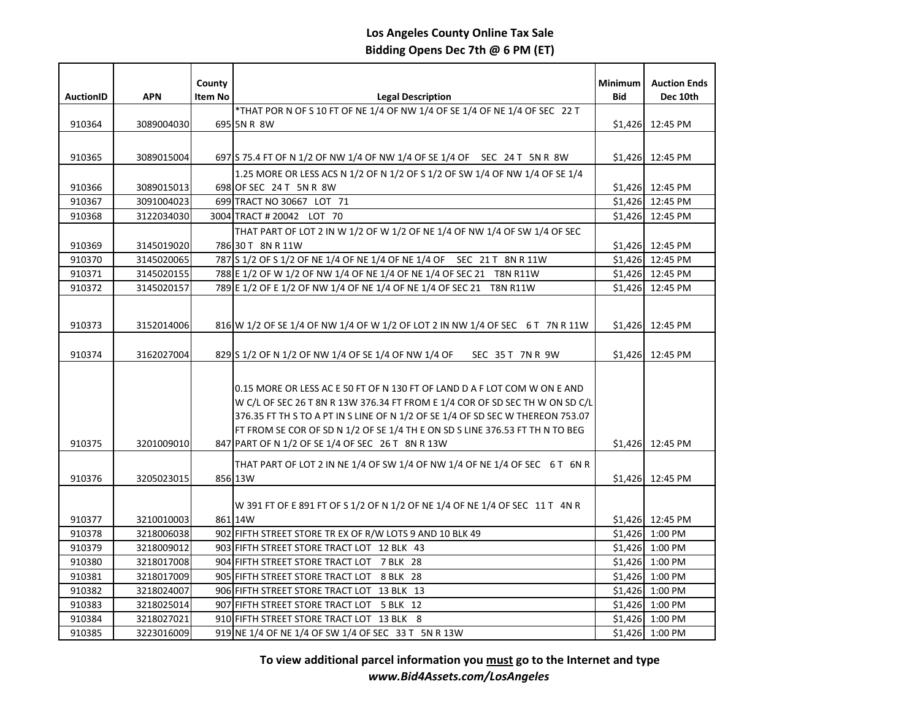# Los Angeles County Online Tax Sale
## Bidding Opens Dec 7th @ 6 PM (ET)

| AuctionID | APN | County Item No | Legal Description | Minimum Bid | Auction Ends Dec 10th |
|---|---|---|---|---|---|
| 910364 | 3089004030 | 695 | *THAT POR N OF S 10 FT OF NE 1/4 OF NW 1/4 OF SE 1/4 OF NE 1/4 OF SEC 22 T 5N R 8W | $1,426 | 12:45 PM |
| 910365 | 3089015004 | 697 | S 75.4 FT OF N 1/2 OF NW 1/4 OF NW 1/4 OF SE 1/4 OF SEC 24 T 5N R 8W | $1,426 | 12:45 PM |
| 910366 | 3089015013 | 698 | 1.25 MORE OR LESS ACS N 1/2 OF N 1/2 OF S 1/2 OF SW 1/4 OF NW 1/4 OF SE 1/4 OF SEC 24 T 5N R 8W | $1,426 | 12:45 PM |
| 910367 | 3091004023 | 699 | TRACT NO 30667 LOT 71 | $1,426 | 12:45 PM |
| 910368 | 3122034030 | 3004 | TRACT # 20042 LOT 70 | $1,426 | 12:45 PM |
| 910369 | 3145019020 | 786 | THAT PART OF LOT 2 IN W 1/2 OF W 1/2 OF NE 1/4 OF NW 1/4 OF SW 1/4 OF SEC 30 T 8N R 11W | $1,426 | 12:45 PM |
| 910370 | 3145020065 | 787 | S 1/2 OF S 1/2 OF NE 1/4 OF NE 1/4 OF NE 1/4 OF SEC 21 T 8N R 11W | $1,426 | 12:45 PM |
| 910371 | 3145020155 | 788 | E 1/2 OF W 1/2 OF NW 1/4 OF NE 1/4 OF NE 1/4 OF SEC 21 T8N R11W | $1,426 | 12:45 PM |
| 910372 | 3145020157 | 789 | E 1/2 OF E 1/2 OF NW 1/4 OF NE 1/4 OF NE 1/4 OF SEC 21 T8N R11W | $1,426 | 12:45 PM |
| 910373 | 3152014006 | 816 | W 1/2 OF SE 1/4 OF NW 1/4 OF W 1/2 OF LOT 2 IN NW 1/4 OF SEC 6 T 7N R 11W | $1,426 | 12:45 PM |
| 910374 | 3162027004 | 829 | S 1/2 OF N 1/2 OF NW 1/4 OF SE 1/4 OF NW 1/4 OF SEC 35 T 7N R 9W | $1,426 | 12:45 PM |
| 910375 | 3201009010 | 847 | 0.15 MORE OR LESS AC E 50 FT OF N 130 FT OF LAND D A F LOT COM W ON E AND W C/L OF SEC 26 T 8N R 13W 376.34 FT FROM E 1/4 COR OF SD SEC TH W ON SD C/L 376.35 FT TH S TO A PT IN S LINE OF N 1/2 OF SE 1/4 OF SD SEC W THEREON 753.07 FT FROM SE COR OF SD N 1/2 OF SE 1/4 TH E ON SD S LINE 376.53 FT TH N TO BEG PART OF N 1/2 OF SE 1/4 OF SEC 26 T 8N R 13W | $1,426 | 12:45 PM |
| 910376 | 3205023015 | 856 | THAT PART OF LOT 2 IN NE 1/4 OF SW 1/4 OF NW 1/4 OF NE 1/4 OF SEC 6 T 6N R 13W | $1,426 | 12:45 PM |
| 910377 | 3210010003 | 861 | W 391 FT OF E 891 FT OF S 1/2 OF N 1/2 OF NE 1/4 OF NE 1/4 OF SEC 11 T 4N R 14W | $1,426 | 12:45 PM |
| 910378 | 3218006038 | 902 | FIFTH STREET STORE TR EX OF R/W LOTS 9 AND 10 BLK 49 | $1,426 | 1:00 PM |
| 910379 | 3218009012 | 903 | FIFTH STREET STORE TRACT LOT 12 BLK 43 | $1,426 | 1:00 PM |
| 910380 | 3218017008 | 904 | FIFTH STREET STORE TRACT LOT 7 BLK 28 | $1,426 | 1:00 PM |
| 910381 | 3218017009 | 905 | FIFTH STREET STORE TRACT LOT 8 BLK 28 | $1,426 | 1:00 PM |
| 910382 | 3218024007 | 906 | FIFTH STREET STORE TRACT LOT 13 BLK 13 | $1,426 | 1:00 PM |
| 910383 | 3218025014 | 907 | FIFTH STREET STORE TRACT LOT 5 BLK 12 | $1,426 | 1:00 PM |
| 910384 | 3218027021 | 910 | FIFTH STREET STORE TRACT LOT 13 BLK 8 | $1,426 | 1:00 PM |
| 910385 | 3223016009 | 919 | NE 1/4 OF NE 1/4 OF SW 1/4 OF SEC 33 T 5N R 13W | $1,426 | 1:00 PM |

**To view additional parcel information you must go to the Internet and type**
***www.Bid4Assets.com/LosAngeles***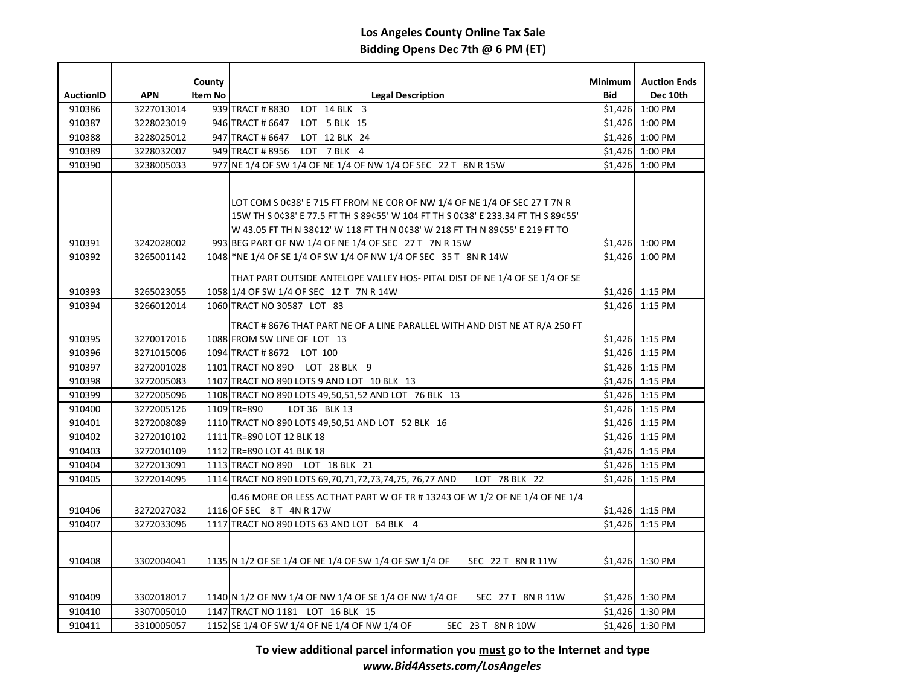# Los Angeles County Online Tax Sale

## Bidding Opens Dec 7th @ 6 PM (ET)

| AuctionID | APN | County Item No | Legal Description | Minimum Bid | Auction Ends Dec 10th |
|---|---|---|---|---|---|
| 910386 | 3227013014 | 939 | TRACT # 8830 LOT 14 BLK 3 | $1,426 | 1:00 PM |
| 910387 | 3228023019 | 946 | TRACT # 6647 LOT 5 BLK 15 | $1,426 | 1:00 PM |
| 910388 | 3228025012 | 947 | TRACT # 6647 LOT 12 BLK 24 | $1,426 | 1:00 PM |
| 910389 | 3228032007 | 949 | TRACT # 8956 LOT 7 BLK 4 | $1,426 | 1:00 PM |
| 910390 | 3238005033 | 977 | NE 1/4 OF SW 1/4 OF NE 1/4 OF NW 1/4 OF SEC 22 T 8N R 15W | $1,426 | 1:00 PM |
| 910391 | 3242028002 | 993 | LOT COM S 0¢38' E 715 FT FROM NE COR OF NW 1/4 OF NE 1/4 OF SEC 27 T 7N R 15W TH S 0¢38' E 77.5 FT TH S 89¢55' W 104 FT TH S 0¢38' E 233.34 FT TH S 89¢55' W 43.05 FT TH N 38¢12' W 118 FT TH N 0¢38' W 218 FT TH N 89¢55' E 219 FT TO BEG PART OF NW 1/4 OF NE 1/4 OF SEC 27 T 7N R 15W | $1,426 | 1:00 PM |
| 910392 | 3265001142 | 1048 | *NE 1/4 OF SE 1/4 OF SW 1/4 OF NW 1/4 OF SEC 35 T 8N R 14W | $1,426 | 1:00 PM |
| 910393 | 3265023055 | 1058 | THAT PART OUTSIDE ANTELOPE VALLEY HOS- PITAL DIST OF NE 1/4 OF SE 1/4 OF SE 1/4 OF SW 1/4 OF SEC 12 T 7N R 14W | $1,426 | 1:15 PM |
| 910394 | 3266012014 | 1060 | TRACT NO 30587 LOT 83 | $1,426 | 1:15 PM |
| 910395 | 3270017016 | 1088 | TRACT # 8676 THAT PART NE OF A LINE PARALLEL WITH AND DIST NE AT R/A 250 FT FROM SW LINE OF LOT 13 | $1,426 | 1:15 PM |
| 910396 | 3271015006 | 1094 | TRACT # 8672 LOT 100 | $1,426 | 1:15 PM |
| 910397 | 3272001028 | 1101 | TRACT NO 89O LOT 28 BLK 9 | $1,426 | 1:15 PM |
| 910398 | 3272005083 | 1107 | TRACT NO 890 LOTS 9 AND LOT 10 BLK 13 | $1,426 | 1:15 PM |
| 910399 | 3272005096 | 1108 | TRACT NO 890 LOTS 49,50,51,52 AND LOT 76 BLK 13 | $1,426 | 1:15 PM |
| 910400 | 3272005126 | 1109 | TR=890 LOT 36 BLK 13 | $1,426 | 1:15 PM |
| 910401 | 3272008089 | 1110 | TRACT NO 890 LOTS 49,50,51 AND LOT 52 BLK 16 | $1,426 | 1:15 PM |
| 910402 | 3272010102 | 1111 | TR=890 LOT 12 BLK 18 | $1,426 | 1:15 PM |
| 910403 | 3272010109 | 1112 | TR=890 LOT 41 BLK 18 | $1,426 | 1:15 PM |
| 910404 | 3272013091 | 1113 | TRACT NO 890 LOT 18 BLK 21 | $1,426 | 1:15 PM |
| 910405 | 3272014095 | 1114 | TRACT NO 890 LOTS 69,70,71,72,73,74,75, 76,77 AND LOT 78 BLK 22 | $1,426 | 1:15 PM |
| 910406 | 3272027032 | 1116 | 0.46 MORE OR LESS AC THAT PART W OF TR # 13243 OF W 1/2 OF NE 1/4 OF NE 1/4 OF SEC 8 T 4N R 17W | $1,426 | 1:15 PM |
| 910407 | 3272033096 | 1117 | TRACT NO 890 LOTS 63 AND LOT 64 BLK 4 | $1,426 | 1:15 PM |
| 910408 | 3302004041 | 1135 | N 1/2 OF SE 1/4 OF NE 1/4 OF SW 1/4 OF SW 1/4 OF SEC 22 T 8N R 11W | $1,426 | 1:30 PM |
| 910409 | 3302018017 | 1140 | N 1/2 OF NW 1/4 OF NW 1/4 OF SE 1/4 OF NW 1/4 OF SEC 27 T 8N R 11W | $1,426 | 1:30 PM |
| 910410 | 3307005010 | 1147 | TRACT NO 1181 LOT 16 BLK 15 | $1,426 | 1:30 PM |
| 910411 | 3310005057 | 1152 | SE 1/4 OF SW 1/4 OF NE 1/4 OF NW 1/4 OF SEC 23 T 8N R 10W | $1,426 | 1:30 PM |

**To view additional parcel information you must go to the Internet and type**
***www.Bid4Assets.com/LosAngeles***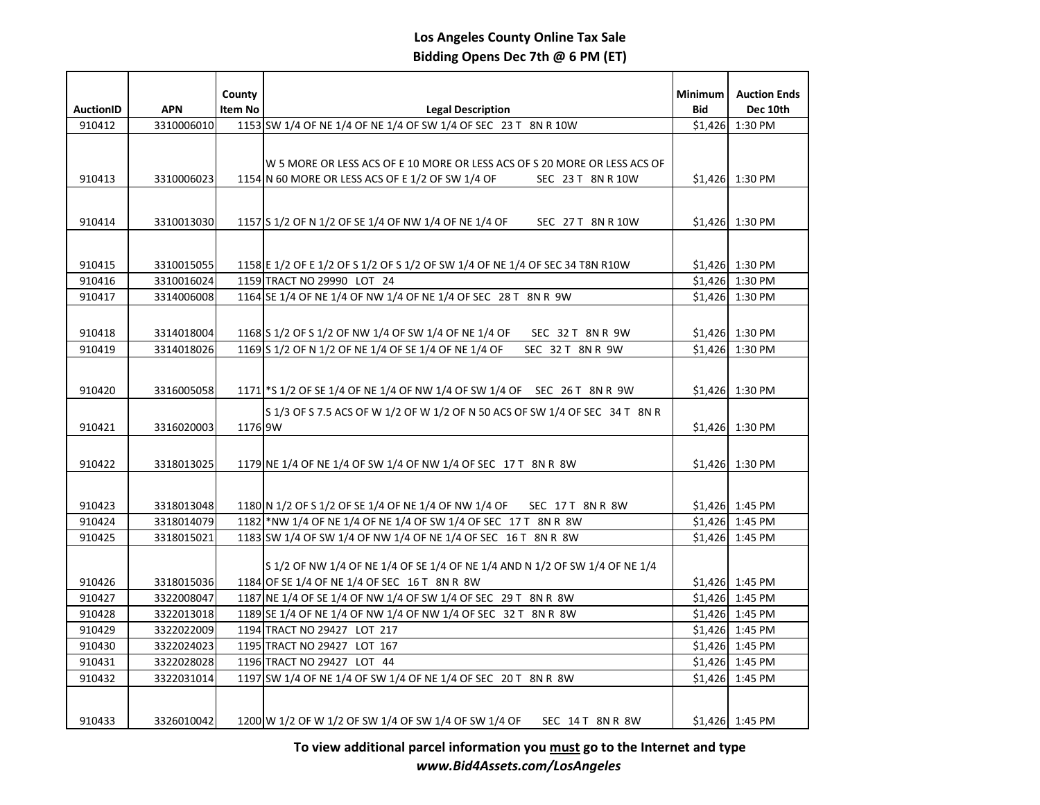# Los Angeles County Online Tax Sale

## Bidding Opens Dec 7th @ 6 PM (ET)

| AuctionID | APN | County Item No | Legal Description | Minimum Bid | Auction Ends Dec 10th |
|---|---|---|---|---|---|
| 910412 | 3310006010 | 1153 | SW 1/4 OF NE 1/4 OF NE 1/4 OF SW 1/4 OF SEC 23 T 8N R 10W | $1,426 | 1:30 PM |
| 910413 | 3310006023 | 1154 | W 5 MORE OR LESS ACS OF E 10 MORE OR LESS ACS OF S 20 MORE OR LESS ACS OF N 60 MORE OR LESS ACS OF E 1/2 OF SW 1/4 OF SEC 23 T 8N R 10W | $1,426 | 1:30 PM |
| 910414 | 3310013030 | 1157 | S 1/2 OF N 1/2 OF SE 1/4 OF NW 1/4 OF NE 1/4 OF SEC 27 T 8N R 10W | $1,426 | 1:30 PM |
| 910415 | 3310015055 | 1158 | E 1/2 OF E 1/2 OF S 1/2 OF S 1/2 OF SW 1/4 OF NE 1/4 OF SEC 34 T8N R10W | $1,426 | 1:30 PM |
| 910416 | 3310016024 | 1159 | TRACT NO 29990 LOT 24 | $1,426 | 1:30 PM |
| 910417 | 3314006008 | 1164 | SE 1/4 OF NE 1/4 OF NW 1/4 OF NE 1/4 OF SEC 28 T 8N R 9W | $1,426 | 1:30 PM |
| 910418 | 3314018004 | 1168 | S 1/2 OF S 1/2 OF NW 1/4 OF SW 1/4 OF NE 1/4 OF SEC 32 T 8N R 9W | $1,426 | 1:30 PM |
| 910419 | 3314018026 | 1169 | S 1/2 OF N 1/2 OF NE 1/4 OF SE 1/4 OF NE 1/4 OF SEC 32 T 8N R 9W | $1,426 | 1:30 PM |
| 910420 | 3316005058 | 1171 | *S 1/2 OF SE 1/4 OF NE 1/4 OF NW 1/4 OF SW 1/4 OF SEC 26 T 8N R 9W | $1,426 | 1:30 PM |
| 910421 | 3316020003 | 1176 | S 1/3 OF S 7.5 ACS OF W 1/2 OF W 1/2 OF N 50 ACS OF SW 1/4 OF SEC 34 T 8N R 9W | $1,426 | 1:30 PM |
| 910422 | 3318013025 | 1179 | NE 1/4 OF NE 1/4 OF SW 1/4 OF NW 1/4 OF SEC 17 T 8N R 8W | $1,426 | 1:30 PM |
| 910423 | 3318013048 | 1180 | N 1/2 OF S 1/2 OF SE 1/4 OF NE 1/4 OF NW 1/4 OF SEC 17 T 8N R 8W | $1,426 | 1:45 PM |
| 910424 | 3318014079 | 1182 | *NW 1/4 OF NE 1/4 OF NE 1/4 OF SW 1/4 OF SEC 17 T 8N R 8W | $1,426 | 1:45 PM |
| 910425 | 3318015021 | 1183 | SW 1/4 OF SW 1/4 OF NW 1/4 OF NE 1/4 OF SEC 16 T 8N R 8W | $1,426 | 1:45 PM |
| 910426 | 3318015036 | 1184 | S 1/2 OF NW 1/4 OF NE 1/4 OF SE 1/4 OF NE 1/4 AND N 1/2 OF SW 1/4 OF NE 1/4 OF SE 1/4 OF NE 1/4 OF SEC 16 T 8N R 8W | $1,426 | 1:45 PM |
| 910427 | 3322008047 | 1187 | NE 1/4 OF SE 1/4 OF NW 1/4 OF SW 1/4 OF SEC 29 T 8N R 8W | $1,426 | 1:45 PM |
| 910428 | 3322013018 | 1189 | SE 1/4 OF NE 1/4 OF NW 1/4 OF NW 1/4 OF SEC 32 T 8N R 8W | $1,426 | 1:45 PM |
| 910429 | 3322022009 | 1194 | TRACT NO 29427 LOT 217 | $1,426 | 1:45 PM |
| 910430 | 3322024023 | 1195 | TRACT NO 29427 LOT 167 | $1,426 | 1:45 PM |
| 910431 | 3322028028 | 1196 | TRACT NO 29427 LOT 44 | $1,426 | 1:45 PM |
| 910432 | 3322031014 | 1197 | SW 1/4 OF NE 1/4 OF SW 1/4 OF NE 1/4 OF SEC 20 T 8N R 8W | $1,426 | 1:45 PM |
| 910433 | 3326010042 | 1200 | W 1/2 OF W 1/2 OF SW 1/4 OF SW 1/4 OF SW 1/4 OF SEC 14 T 8N R 8W | $1,426 | 1:45 PM |

**To view additional parcel information you must go to the Internet and type**
***www.Bid4Assets.com/LosAngeles***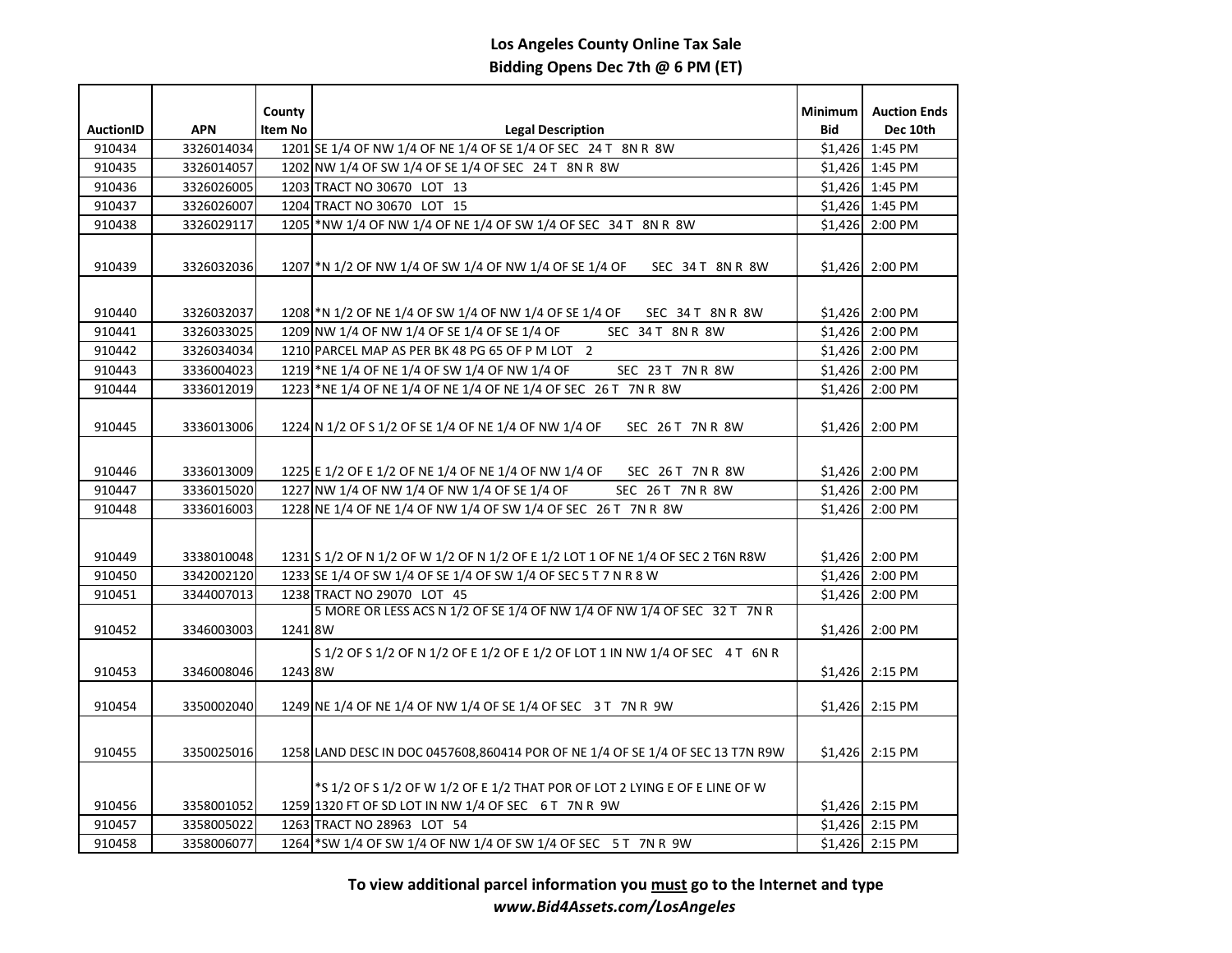# Los Angeles County Online Tax Sale

## Bidding Opens Dec 7th @ 6 PM (ET)

| AuctionID | APN | County Item No | Legal Description | Minimum Bid | Auction Ends Dec 10th |
|---|---|---|---|---|---|
| 910434 | 3326014034 | 1201 | SE 1/4 OF NW 1/4 OF NE 1/4 OF SE 1/4 OF SEC 24 T 8N R 8W | $1,426 | 1:45 PM |
| 910435 | 3326014057 | 1202 | NW 1/4 OF SW 1/4 OF SE 1/4 OF SEC 24 T 8N R 8W | $1,426 | 1:45 PM |
| 910436 | 3326026005 | 1203 | TRACT NO 30670 LOT 13 | $1,426 | 1:45 PM |
| 910437 | 3326026007 | 1204 | TRACT NO 30670 LOT 15 | $1,426 | 1:45 PM |
| 910438 | 3326029117 | 1205 | *NW 1/4 OF NW 1/4 OF NE 1/4 OF SW 1/4 OF SEC 34 T 8N R 8W | $1,426 | 2:00 PM |
| 910439 | 3326032036 | 1207 | *N 1/2 OF NW 1/4 OF SW 1/4 OF NW 1/4 OF SE 1/4 OF SEC 34 T 8N R 8W | $1,426 | 2:00 PM |
| 910440 | 3326032037 | 1208 | *N 1/2 OF NE 1/4 OF SW 1/4 OF NW 1/4 OF SE 1/4 OF SEC 34 T 8N R 8W | $1,426 | 2:00 PM |
| 910441 | 3326033025 | 1209 | NW 1/4 OF NW 1/4 OF SE 1/4 OF SE 1/4 OF SEC 34 T 8N R 8W | $1,426 | 2:00 PM |
| 910442 | 3326034034 | 1210 | PARCEL MAP AS PER BK 48 PG 65 OF P M LOT 2 | $1,426 | 2:00 PM |
| 910443 | 3336004023 | 1219 | *NE 1/4 OF NE 1/4 OF SW 1/4 OF NW 1/4 OF SEC 23 T 7N R 8W | $1,426 | 2:00 PM |
| 910444 | 3336012019 | 1223 | *NE 1/4 OF NE 1/4 OF NE 1/4 OF NE 1/4 OF SEC 26 T 7N R 8W | $1,426 | 2:00 PM |
| 910445 | 3336013006 | 1224 | N 1/2 OF S 1/2 OF SE 1/4 OF NE 1/4 OF NW 1/4 OF SEC 26 T 7N R 8W | $1,426 | 2:00 PM |
| 910446 | 3336013009 | 1225 | E 1/2 OF E 1/2 OF NE 1/4 OF NE 1/4 OF NW 1/4 OF SEC 26 T 7N R 8W | $1,426 | 2:00 PM |
| 910447 | 3336015020 | 1227 | NW 1/4 OF NW 1/4 OF NW 1/4 OF SE 1/4 OF SEC 26 T 7N R 8W | $1,426 | 2:00 PM |
| 910448 | 3336016003 | 1228 | NE 1/4 OF NE 1/4 OF NW 1/4 OF SW 1/4 OF SEC 26 T 7N R 8W | $1,426 | 2:00 PM |
| 910449 | 3338010048 | 1231 | S 1/2 OF N 1/2 OF W 1/2 OF N 1/2 OF E 1/2 LOT 1 OF NE 1/4 OF SEC 2 T6N R8W | $1,426 | 2:00 PM |
| 910450 | 3342002120 | 1233 | SE 1/4 OF SW 1/4 OF SE 1/4 OF SW 1/4 OF SEC 5 T 7 N R 8 W | $1,426 | 2:00 PM |
| 910451 | 3344007013 | 1238 | TRACT NO 29070 LOT 45 | $1,426 | 2:00 PM |
| 910452 | 3346003003 | 1241 | 5 MORE OR LESS ACS N 1/2 OF SE 1/4 OF NW 1/4 OF NW 1/4 OF SEC 32 T 7N R 8W | $1,426 | 2:00 PM |
| 910453 | 3346008046 | 1243 | S 1/2 OF S 1/2 OF N 1/2 OF E 1/2 OF E 1/2 OF LOT 1 IN NW 1/4 OF SEC 4 T 6N R 8W | $1,426 | 2:15 PM |
| 910454 | 3350002040 | 1249 | NE 1/4 OF NE 1/4 OF NW 1/4 OF SE 1/4 OF SEC 3 T 7N R 9W | $1,426 | 2:15 PM |
| 910455 | 3350025016 | 1258 | LAND DESC IN DOC 0457608,860414 POR OF NE 1/4 OF SE 1/4 OF SEC 13 T7N R9W | $1,426 | 2:15 PM |
| 910456 | 3358001052 | 1259 | *S 1/2 OF S 1/2 OF W 1/2 OF E 1/2 THAT POR OF LOT 2 LYING E OF E LINE OF W 1320 FT OF SD LOT IN NW 1/4 OF SEC 6 T 7N R 9W | $1,426 | 2:15 PM |
| 910457 | 3358005022 | 1263 | TRACT NO 28963 LOT 54 | $1,426 | 2:15 PM |
| 910458 | 3358006077 | 1264 | *SW 1/4 OF SW 1/4 OF NW 1/4 OF SW 1/4 OF SEC 5 T 7N R 9W | $1,426 | 2:15 PM |

**To view additional parcel information you must go to the Internet and type**
***www.Bid4Assets.com/LosAngeles***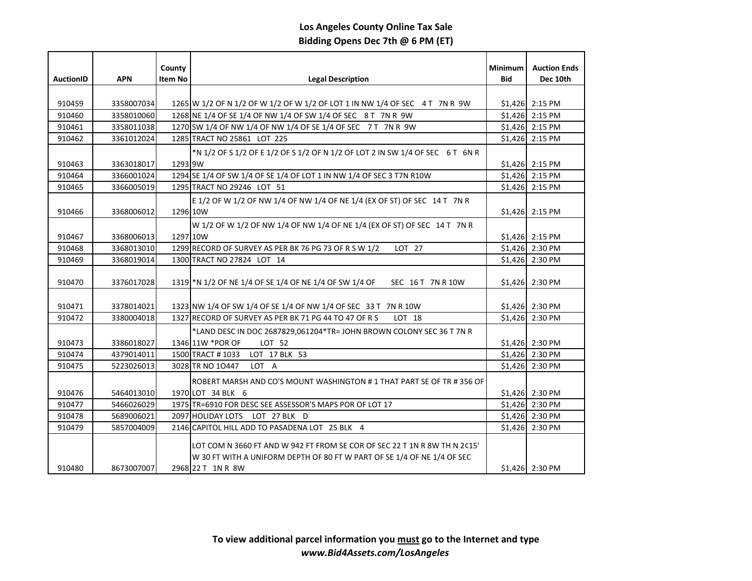## Los Angeles County Online Tax Sale
## Bidding Opens Dec 7th @ 6 PM (ET)

| AuctionID | APN | County Item No | Legal Description | Minimum Bid | Auction Ends Dec 10th |
|---|---|---|---|---|---|
| 910459 | 3358007034 | 1265 | W 1/2 OF N 1/2 OF W 1/2 OF W 1/2 OF LOT 1 IN NW 1/4 OF SEC 4 T 7N R 9W | $1,426 | 2:15 PM |
| 910460 | 3358010060 | 1268 | NE 1/4 OF SE 1/4 OF NW 1/4 OF SW 1/4 OF SEC 8 T 7N R 9W | $1,426 | 2:15 PM |
| 910461 | 3358011038 | 1270 | SW 1/4 OF NW 1/4 OF NW 1/4 OF SE 1/4 OF SEC 7 T 7N R 9W | $1,426 | 2:15 PM |
| 910462 | 3361012024 | 1285 | TRACT NO 25861 LOT 225 | $1,426 | 2:15 PM |
| 910463 | 3363018017 | 1293 | *N 1/2 OF S 1/2 OF E 1/2 OF S 1/2 OF N 1/2 OF LOT 2 IN SW 1/4 OF SEC 6 T 6N R 9W | $1,426 | 2:15 PM |
| 910464 | 3366001024 | 1294 | SE 1/4 OF SW 1/4 OF SE 1/4 OF LOT 1 IN NW 1/4 OF SEC 3 T7N R10W | $1,426 | 2:15 PM |
| 910465 | 3366005019 | 1295 | TRACT NO 29246 LOT 51 | $1,426 | 2:15 PM |
| 910466 | 3368006012 | 1296 | E 1/2 OF W 1/2 OF NW 1/4 OF NW 1/4 OF NE 1/4 (EX OF ST) OF SEC 14 T 7N R 10W | $1,426 | 2:15 PM |
| 910467 | 3368006013 | 1297 | W 1/2 OF W 1/2 OF NW 1/4 OF NW 1/4 OF NE 1/4 (EX OF ST) OF SEC 14 T 7N R 10W | $1,426 | 2:15 PM |
| 910468 | 3368013010 | 1299 | RECORD OF SURVEY AS PER BK 76 PG 73 OF R S W 1/2 LOT 27 | $1,426 | 2:30 PM |
| 910469 | 3368019014 | 1300 | TRACT NO 27824 LOT 14 | $1,426 | 2:30 PM |
| 910470 | 3376017028 | 1319 | *N 1/2 OF NE 1/4 OF SE 1/4 OF NE 1/4 OF SW 1/4 OF SEC 16 T 7N R 10W | $1,426 | 2:30 PM |
| 910471 | 3378014021 | 1323 | NW 1/4 OF SW 1/4 OF SE 1/4 OF NW 1/4 OF SEC 33 T 7N R 10W | $1,426 | 2:30 PM |
| 910472 | 3380004018 | 1327 | RECORD OF SURVEY AS PER BK 71 PG 44 TO 47 OF R S LOT 18 | $1,426 | 2:30 PM |
| 910473 | 3386018027 | 1346 | *LAND DESC IN DOC 2687829,061204*TR= JOHN BROWN COLONY SEC 36 T 7N R 11W *POR OF LOT 52 | $1,426 | 2:30 PM |
| 910474 | 4379014011 | 1500 | TRACT # 1033 LOT 17 BLK 53 | $1,426 | 2:30 PM |
| 910475 | 5223026013 | 3028 | TR NO 1O447 LOT A | $1,426 | 2:30 PM |
| 910476 | 5464013010 | 1970 | ROBERT MARSH AND CO'S MOUNT WASHINGTON # 1 THAT PART SE OF TR # 356 OF LOT 34 BLK 6 | $1,426 | 2:30 PM |
| 910477 | 5466026029 | 1975 | TR=6910 FOR DESC SEE ASSESSOR'S MAPS POR OF LOT 17 | $1,426 | 2:30 PM |
| 910478 | 5689006021 | 2097 | HOLIDAY LOTS LOT 27 BLK D | $1,426 | 2:30 PM |
| 910479 | 5857004009 | 2146 | CAPITOL HILL ADD TO PASADENA LOT 25 BLK 4 | $1,426 | 2:30 PM |
| 910480 | 8673007007 | 2968 | LOT COM N 3660 FT AND W 942 FT FROM SE COR OF SEC 22 T 1N R 8W TH N 2¢15' W 30 FT WITH A UNIFORM DEPTH OF 80 FT W PART OF SE 1/4 OF NE 1/4 OF SEC 22 T 1N R 8W | $1,426 | 2:30 PM |

**To view additional parcel information you <u>must</u> go to the Internet and type *www.Bid4Assets.com/LosAngeles***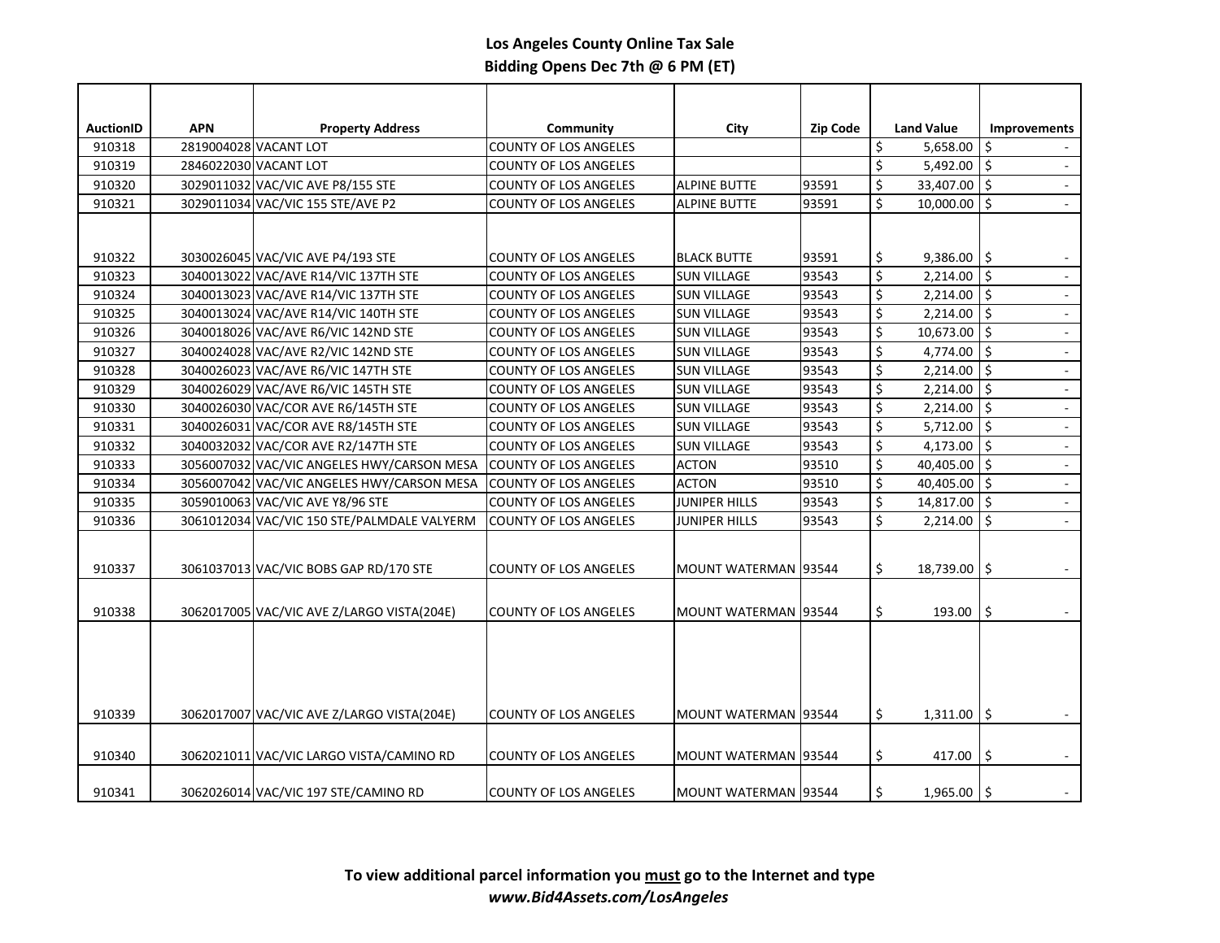**Los Angeles County Online Tax Sale**
**Bidding Opens Dec 7th @ 6 PM (ET)**

| AuctionID | APN | Property Address | Community | City | Zip Code | Land Value | Improvements |
|---|---|---|---|---|---|---|---|
| 910318 | 2819004028 | VACANT LOT | COUNTY OF LOS ANGELES | | | $ 5,658.00 | $ - |
| 910319 | 2846022030 | VACANT LOT | COUNTY OF LOS ANGELES | | | $ 5,492.00 | $ - |
| 910320 | 3029011032 | VAC/VIC AVE P8/155 STE | COUNTY OF LOS ANGELES | ALPINE BUTTE | 93591 | $ 33,407.00 | $ - |
| 910321 | 3029011034 | VAC/VIC 155 STE/AVE P2 | COUNTY OF LOS ANGELES | ALPINE BUTTE | 93591 | $ 10,000.00 | $ - |
| 910322 | 3030026045 | VAC/VIC AVE P4/193 STE | COUNTY OF LOS ANGELES | BLACK BUTTE | 93591 | $ 9,386.00 | $ - |
| 910323 | 3040013022 | VAC/AVE R14/VIC 137TH STE | COUNTY OF LOS ANGELES | SUN VILLAGE | 93543 | $ 2,214.00 | $ - |
| 910324 | 3040013023 | VAC/AVE R14/VIC 137TH STE | COUNTY OF LOS ANGELES | SUN VILLAGE | 93543 | $ 2,214.00 | $ - |
| 910325 | 3040013024 | VAC/AVE R14/VIC 140TH STE | COUNTY OF LOS ANGELES | SUN VILLAGE | 93543 | $ 2,214.00 | $ - |
| 910326 | 3040018026 | VAC/AVE R6/VIC 142ND STE | COUNTY OF LOS ANGELES | SUN VILLAGE | 93543 | $ 10,673.00 | $ - |
| 910327 | 3040024028 | VAC/AVE R2/VIC 142ND STE | COUNTY OF LOS ANGELES | SUN VILLAGE | 93543 | $ 4,774.00 | $ - |
| 910328 | 3040026023 | VAC/AVE R6/VIC 147TH STE | COUNTY OF LOS ANGELES | SUN VILLAGE | 93543 | $ 2,214.00 | $ - |
| 910329 | 3040026029 | VAC/AVE R6/VIC 145TH STE | COUNTY OF LOS ANGELES | SUN VILLAGE | 93543 | $ 2,214.00 | $ - |
| 910330 | 3040026030 | VAC/COR AVE R6/145TH STE | COUNTY OF LOS ANGELES | SUN VILLAGE | 93543 | $ 2,214.00 | $ - |
| 910331 | 3040026031 | VAC/COR AVE R8/145TH STE | COUNTY OF LOS ANGELES | SUN VILLAGE | 93543 | $ 5,712.00 | $ - |
| 910332 | 3040032032 | VAC/COR AVE R2/147TH STE | COUNTY OF LOS ANGELES | SUN VILLAGE | 93543 | $ 4,173.00 | $ - |
| 910333 | 3056007032 | VAC/VIC ANGELES HWY/CARSON MESA | COUNTY OF LOS ANGELES | ACTON | 93510 | $ 40,405.00 | $ - |
| 910334 | 3056007042 | VAC/VIC ANGELES HWY/CARSON MESA | COUNTY OF LOS ANGELES | ACTON | 93510 | $ 40,405.00 | $ - |
| 910335 | 3059010063 | VAC/VIC AVE Y8/96 STE | COUNTY OF LOS ANGELES | JUNIPER HILLS | 93543 | $ 14,817.00 | $ - |
| 910336 | 3061012034 | VAC/VIC 150 STE/PALMDALE VALYERM | COUNTY OF LOS ANGELES | JUNIPER HILLS | 93543 | $ 2,214.00 | $ - |
| 910337 | 3061037013 | VAC/VIC BOBS GAP RD/170 STE | COUNTY OF LOS ANGELES | MOUNT WATERMAN | 93544 | $ 18,739.00 | $ - |
| 910338 | 3062017005 | VAC/VIC AVE Z/LARGO VISTA(204E) | COUNTY OF LOS ANGELES | MOUNT WATERMAN | 93544 | $ 193.00 | $ - |
| 910339 | 3062017007 | VAC/VIC AVE Z/LARGO VISTA(204E) | COUNTY OF LOS ANGELES | MOUNT WATERMAN | 93544 | $ 1,311.00 | $ - |
| 910340 | 3062021011 | VAC/VIC LARGO VISTA/CAMINO RD | COUNTY OF LOS ANGELES | MOUNT WATERMAN | 93544 | $ 417.00 | $ - |
| 910341 | 3062026014 | VAC/VIC 197 STE/CAMINO RD | COUNTY OF LOS ANGELES | MOUNT WATERMAN | 93544 | $ 1,965.00 | $ - |

**To view additional parcel information you must go to the Internet and type** ***www.Bid4Assets.com/LosAngeles***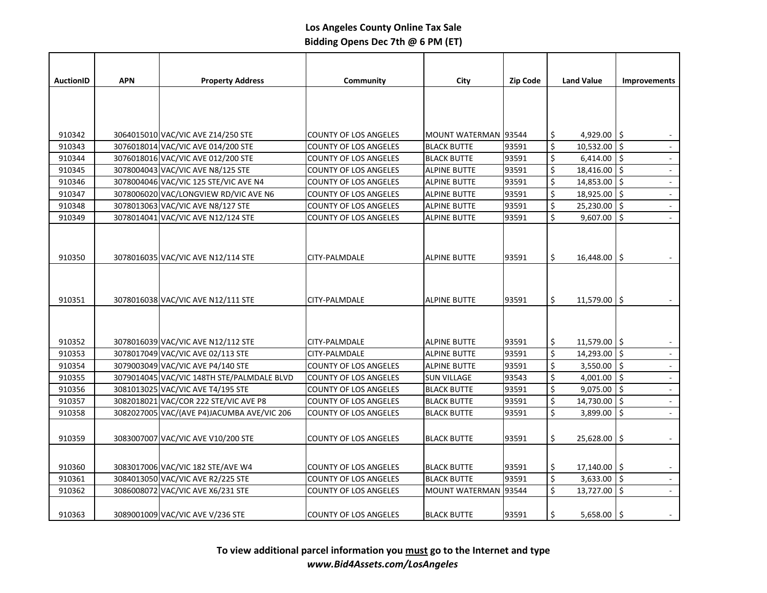# Los Angeles County Online Tax Sale

## Bidding Opens Dec 7th @ 6 PM (ET)

| AuctionID | APN | Property Address | Community | City | Zip Code | Land Value | Improvements |
|---|---|---|---|---|---|---|---|
| 910342 | 3064015010 | VAC/VIC AVE Z14/250 STE | COUNTY OF LOS ANGELES | MOUNT WATERMAN | 93544 | $ 4,929.00 | $ - |
| 910343 | 3076018014 | VAC/VIC AVE 014/200 STE | COUNTY OF LOS ANGELES | BLACK BUTTE | 93591 | $ 10,532.00 | $ - |
| 910344 | 3076018016 | VAC/VIC AVE 012/200 STE | COUNTY OF LOS ANGELES | BLACK BUTTE | 93591 | $ 6,414.00 | $ - |
| 910345 | 3078004043 | VAC/VIC AVE N8/125 STE | COUNTY OF LOS ANGELES | ALPINE BUTTE | 93591 | $ 18,416.00 | $ - |
| 910346 | 3078004046 | VAC/VIC 125 STE/VIC AVE N4 | COUNTY OF LOS ANGELES | ALPINE BUTTE | 93591 | $ 14,853.00 | $ - |
| 910347 | 3078006020 | VAC/LONGVIEW RD/VIC AVE N6 | COUNTY OF LOS ANGELES | ALPINE BUTTE | 93591 | $ 18,925.00 | $ - |
| 910348 | 3078013063 | VAC/VIC AVE N8/127 STE | COUNTY OF LOS ANGELES | ALPINE BUTTE | 93591 | $ 25,230.00 | $ - |
| 910349 | 3078014041 | VAC/VIC AVE N12/124 STE | COUNTY OF LOS ANGELES | ALPINE BUTTE | 93591 | $ 9,607.00 | $ - |
| 910350 | 3078016035 | VAC/VIC AVE N12/114 STE | CITY-PALMDALE | ALPINE BUTTE | 93591 | $ 16,448.00 | $ - |
| 910351 | 3078016038 | VAC/VIC AVE N12/111 STE | CITY-PALMDALE | ALPINE BUTTE | 93591 | $ 11,579.00 | $ - |
| 910352 | 3078016039 | VAC/VIC AVE N12/112 STE | CITY-PALMDALE | ALPINE BUTTE | 93591 | $ 11,579.00 | $ - |
| 910353 | 3078017049 | VAC/VIC AVE 02/113 STE | CITY-PALMDALE | ALPINE BUTTE | 93591 | $ 14,293.00 | $ - |
| 910354 | 3079003049 | VAC/VIC AVE P4/140 STE | COUNTY OF LOS ANGELES | ALPINE BUTTE | 93591 | $ 3,550.00 | $ - |
| 910355 | 3079014045 | VAC/VIC 148TH STE/PALMDALE BLVD | COUNTY OF LOS ANGELES | SUN VILLAGE | 93543 | $ 4,001.00 | $ - |
| 910356 | 3081013025 | VAC/VIC AVE T4/195 STE | COUNTY OF LOS ANGELES | BLACK BUTTE | 93591 | $ 9,075.00 | $ - |
| 910357 | 3082018021 | VAC/COR 222 STE/VIC AVE P8 | COUNTY OF LOS ANGELES | BLACK BUTTE | 93591 | $ 14,730.00 | $ - |
| 910358 | 3082027005 | VAC/(AVE P4)JACUMBA AVE/VIC 206 | COUNTY OF LOS ANGELES | BLACK BUTTE | 93591 | $ 3,899.00 | $ - |
| 910359 | 3083007007 | VAC/VIC AVE V10/200 STE | COUNTY OF LOS ANGELES | BLACK BUTTE | 93591 | $ 25,628.00 | $ - |
| 910360 | 3083017006 | VAC/VIC 182 STE/AVE W4 | COUNTY OF LOS ANGELES | BLACK BUTTE | 93591 | $ 17,140.00 | $ - |
| 910361 | 3084013050 | VAC/VIC AVE R2/225 STE | COUNTY OF LOS ANGELES | BLACK BUTTE | 93591 | $ 3,633.00 | $ - |
| 910362 | 3086008072 | VAC/VIC AVE X6/231 STE | COUNTY OF LOS ANGELES | MOUNT WATERMAN | 93544 | $ 13,727.00 | $ - |
| 910363 | 3089001009 | VAC/VIC AVE V/236 STE | COUNTY OF LOS ANGELES | BLACK BUTTE | 93591 | $ 5,658.00 | $ - |

**To view additional parcel information you must go to the Internet and type**
***www.Bid4Assets.com/LosAngeles***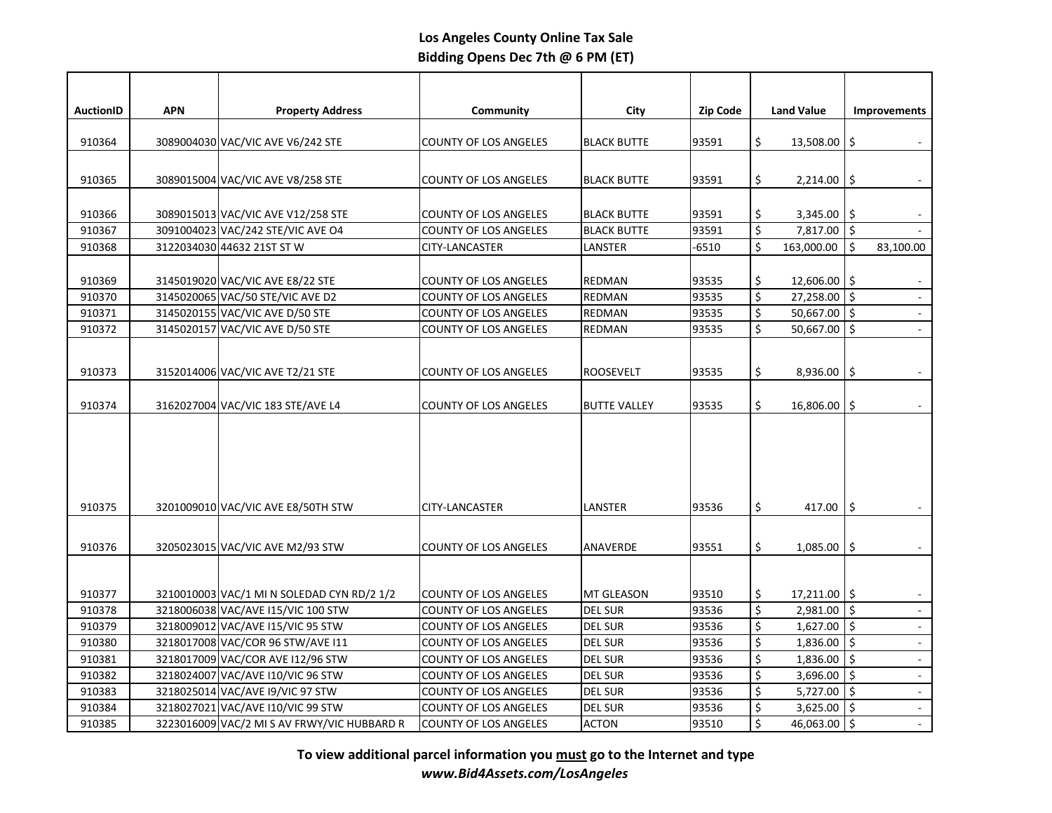# Los Angeles County Online Tax Sale

**Bidding Opens Dec 7th @ 6 PM (ET)**

| AuctionID | APN | Property Address | Community | City | Zip Code | Land Value | Improvements |
|---|---|---|---|---|---|---|---|
| 910364 | 3089004030 | VAC/VIC AVE V6/242 STE | COUNTY OF LOS ANGELES | BLACK BUTTE | 93591 | $ 13,508.00 | $ - |
| 910365 | 3089015004 | VAC/VIC AVE V8/258 STE | COUNTY OF LOS ANGELES | BLACK BUTTE | 93591 | $ 2,214.00 | $ - |
| 910366 | 3089015013 | VAC/VIC AVE V12/258 STE | COUNTY OF LOS ANGELES | BLACK BUTTE | 93591 | $ 3,345.00 | $ - |
| 910367 | 3091004023 | VAC/242 STE/VIC AVE O4 | COUNTY OF LOS ANGELES | BLACK BUTTE | 93591 | $ 7,817.00 | $ - |
| 910368 | 3122034030 | 44632 21ST ST W | CITY-LANCASTER | LANSTER | -6510 | $ 163,000.00 | $ 83,100.00 |
| 910369 | 3145019020 | VAC/VIC AVE E8/22 STE | COUNTY OF LOS ANGELES | REDMAN | 93535 | $ 12,606.00 | $ - |
| 910370 | 3145020065 | VAC/50 STE/VIC AVE D2 | COUNTY OF LOS ANGELES | REDMAN | 93535 | $ 27,258.00 | $ - |
| 910371 | 3145020155 | VAC/VIC AVE D/50 STE | COUNTY OF LOS ANGELES | REDMAN | 93535 | $ 50,667.00 | $ - |
| 910372 | 3145020157 | VAC/VIC AVE D/50 STE | COUNTY OF LOS ANGELES | REDMAN | 93535 | $ 50,667.00 | $ - |
| 910373 | 3152014006 | VAC/VIC AVE T2/21 STE | COUNTY OF LOS ANGELES | ROOSEVELT | 93535 | $ 8,936.00 | $ - |
| 910374 | 3162027004 | VAC/VIC 183 STE/AVE L4 | COUNTY OF LOS ANGELES | BUTTE VALLEY | 93535 | $ 16,806.00 | $ - |
| 910375 | 3201009010 | VAC/VIC AVE E8/50TH STW | CITY-LANCASTER | LANSTER | 93536 | $ 417.00 | $ - |
| 910376 | 3205023015 | VAC/VIC AVE M2/93 STW | COUNTY OF LOS ANGELES | ANAVERDE | 93551 | $ 1,085.00 | $ - |
| 910377 | 3210010003 | VAC/1 MI N SOLEDAD CYN RD/2 1/2 | COUNTY OF LOS ANGELES | MT GLEASON | 93510 | $ 17,211.00 | $ - |
| 910378 | 3218006038 | VAC/AVE I15/VIC 100 STW | COUNTY OF LOS ANGELES | DEL SUR | 93536 | $ 2,981.00 | $ - |
| 910379 | 3218009012 | VAC/AVE I15/VIC 95 STW | COUNTY OF LOS ANGELES | DEL SUR | 93536 | $ 1,627.00 | $ - |
| 910380 | 3218017008 | VAC/COR 96 STW/AVE I11 | COUNTY OF LOS ANGELES | DEL SUR | 93536 | $ 1,836.00 | $ - |
| 910381 | 3218017009 | VAC/COR AVE I12/96 STW | COUNTY OF LOS ANGELES | DEL SUR | 93536 | $ 1,836.00 | $ - |
| 910382 | 3218024007 | VAC/AVE I10/VIC 96 STW | COUNTY OF LOS ANGELES | DEL SUR | 93536 | $ 3,696.00 | $ - |
| 910383 | 3218025014 | VAC/AVE I9/VIC 97 STW | COUNTY OF LOS ANGELES | DEL SUR | 93536 | $ 5,727.00 | $ - |
| 910384 | 3218027021 | VAC/AVE I10/VIC 99 STW | COUNTY OF LOS ANGELES | DEL SUR | 93536 | $ 3,625.00 | $ - |
| 910385 | 3223016009 | VAC/2 MI S AV FRWY/VIC HUBBARD R | COUNTY OF LOS ANGELES | ACTON | 93510 | $ 46,063.00 | $ - |

**To view additional parcel information you <u>must</u> go to the Internet and type**
***www.Bid4Assets.com/LosAngeles***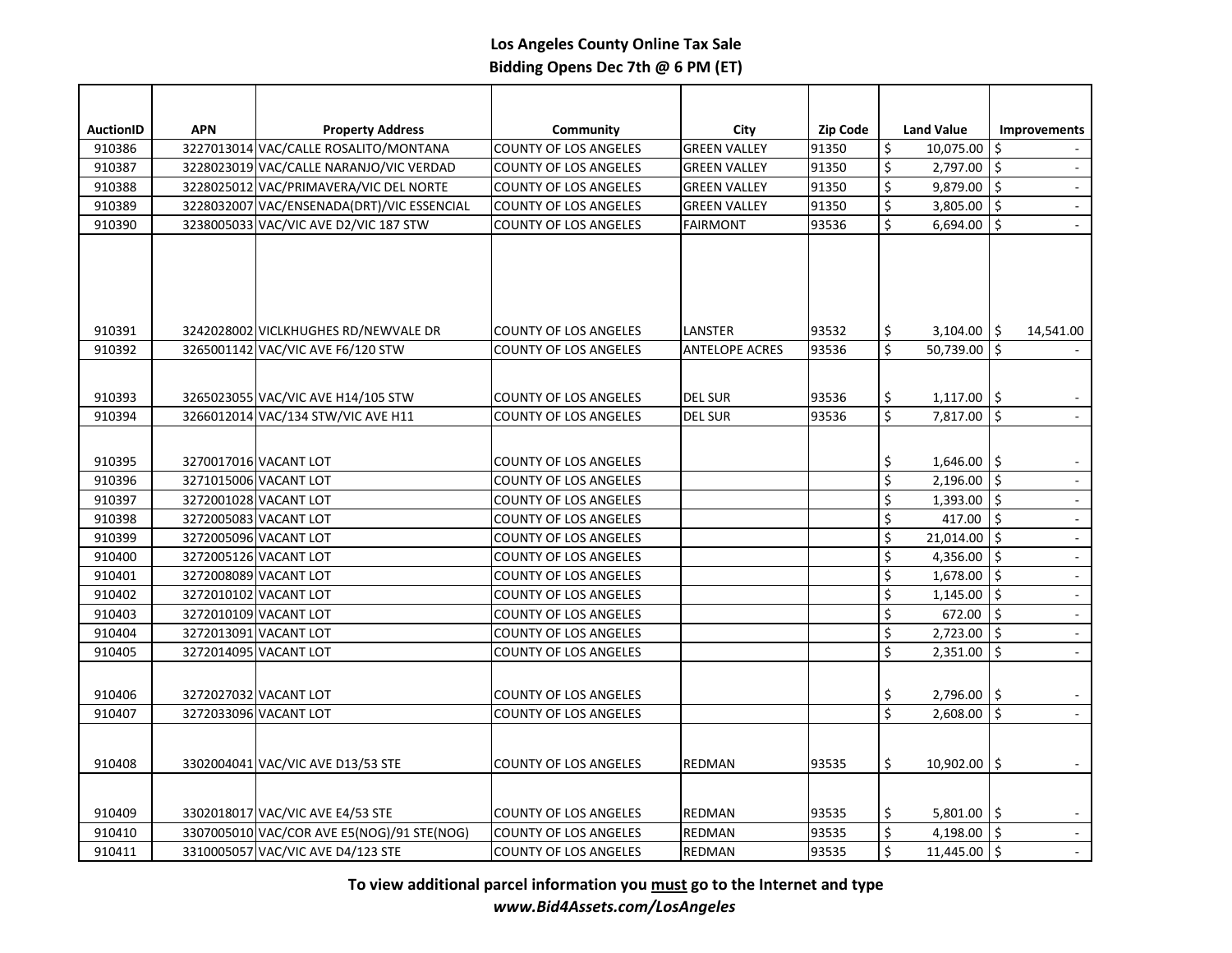# Los Angeles County Online Tax Sale
## Bidding Opens Dec 7th @ 6 PM (ET)

| AuctionID | APN | Property Address | Community | City | Zip Code | Land Value | Improvements |
|---|---|---|---|---|---|---|---|
| 910386 | 3227013014 | VAC/CALLE ROSALITO/MONTANA | COUNTY OF LOS ANGELES | GREEN VALLEY | 91350 | $ 10,075.00 | $ - |
| 910387 | 3228023019 | VAC/CALLE NARANJO/VIC VERDAD | COUNTY OF LOS ANGELES | GREEN VALLEY | 91350 | $ 2,797.00 | $ - |
| 910388 | 3228025012 | VAC/PRIMAVERA/VIC DEL NORTE | COUNTY OF LOS ANGELES | GREEN VALLEY | 91350 | $ 9,879.00 | $ - |
| 910389 | 3228032007 | VAC/ENSENADA(DRT)/VIC ESSENCIAL | COUNTY OF LOS ANGELES | GREEN VALLEY | 91350 | $ 3,805.00 | $ - |
| 910390 | 3238005033 | VAC/VIC AVE D2/VIC 187 STW | COUNTY OF LOS ANGELES | FAIRMONT | 93536 | $ 6,694.00 | $ - |
| 910391 | 3242028002 | VICLKHUGHES RD/NEWVALE DR | COUNTY OF LOS ANGELES | LANSTER | 93532 | $ 3,104.00 | $ 14,541.00 |
| 910392 | 3265001142 | VAC/VIC AVE F6/120 STW | COUNTY OF LOS ANGELES | ANTELOPE ACRES | 93536 | $ 50,739.00 | $ - |
| 910393 | 3265023055 | VAC/VIC AVE H14/105 STW | COUNTY OF LOS ANGELES | DEL SUR | 93536 | $ 1,117.00 | $ - |
| 910394 | 3266012014 | VAC/134 STW/VIC AVE H11 | COUNTY OF LOS ANGELES | DEL SUR | 93536 | $ 7,817.00 | $ - |
| 910395 | 3270017016 | VACANT LOT | COUNTY OF LOS ANGELES | | | $ 1,646.00 | $ - |
| 910396 | 3271015006 | VACANT LOT | COUNTY OF LOS ANGELES | | | $ 2,196.00 | $ - |
| 910397 | 3272001028 | VACANT LOT | COUNTY OF LOS ANGELES | | | $ 1,393.00 | $ - |
| 910398 | 3272005083 | VACANT LOT | COUNTY OF LOS ANGELES | | | $ 417.00 | $ - |
| 910399 | 3272005096 | VACANT LOT | COUNTY OF LOS ANGELES | | | $ 21,014.00 | $ - |
| 910400 | 3272005126 | VACANT LOT | COUNTY OF LOS ANGELES | | | $ 4,356.00 | $ - |
| 910401 | 3272008089 | VACANT LOT | COUNTY OF LOS ANGELES | | | $ 1,678.00 | $ - |
| 910402 | 3272010102 | VACANT LOT | COUNTY OF LOS ANGELES | | | $ 1,145.00 | $ - |
| 910403 | 3272010109 | VACANT LOT | COUNTY OF LOS ANGELES | | | $ 672.00 | $ - |
| 910404 | 3272013091 | VACANT LOT | COUNTY OF LOS ANGELES | | | $ 2,723.00 | $ - |
| 910405 | 3272014095 | VACANT LOT | COUNTY OF LOS ANGELES | | | $ 2,351.00 | $ - |
| 910406 | 3272027032 | VACANT LOT | COUNTY OF LOS ANGELES | | | $ 2,796.00 | $ - |
| 910407 | 3272033096 | VACANT LOT | COUNTY OF LOS ANGELES | | | $ 2,608.00 | $ - |
| 910408 | 3302004041 | VAC/VIC AVE D13/53 STE | COUNTY OF LOS ANGELES | REDMAN | 93535 | $ 10,902.00 | $ - |
| 910409 | 3302018017 | VAC/VIC AVE E4/53 STE | COUNTY OF LOS ANGELES | REDMAN | 93535 | $ 5,801.00 | $ - |
| 910410 | 3307005010 | VAC/COR AVE E5(NOG)/91 STE(NOG) | COUNTY OF LOS ANGELES | REDMAN | 93535 | $ 4,198.00 | $ - |
| 910411 | 3310005057 | VAC/VIC AVE D4/123 STE | COUNTY OF LOS ANGELES | REDMAN | 93535 | $ 11,445.00 | $ - |

**To view additional parcel information you must go to the Internet and type**
***www.Bid4Assets.com/LosAngeles***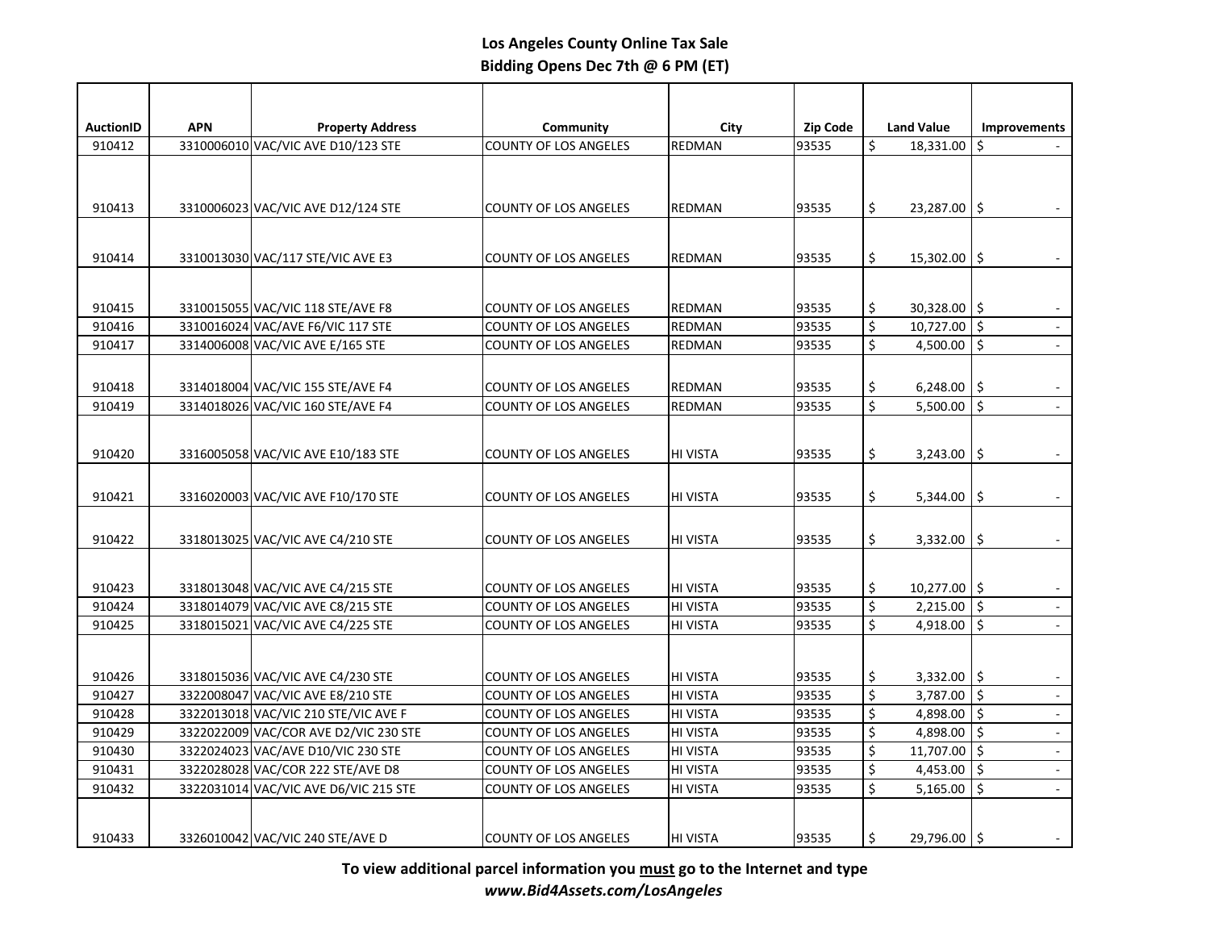**Los Angeles County Online Tax Sale**
**Bidding Opens Dec 7th @ 6 PM (ET)**

| AuctionID | APN | Property Address | Community | City | Zip Code | Land Value | Improvements |
|---|---|---|---|---|---|---|---|
| 910412 | 3310006010 | VAC/VIC AVE D10/123 STE | COUNTY OF LOS ANGELES | REDMAN | 93535 | $ 18,331.00 | $ - |
| 910413 | 3310006023 | VAC/VIC AVE D12/124 STE | COUNTY OF LOS ANGELES | REDMAN | 93535 | $ 23,287.00 | $ - |
| 910414 | 3310013030 | VAC/117 STE/VIC AVE E3 | COUNTY OF LOS ANGELES | REDMAN | 93535 | $ 15,302.00 | $ - |
| 910415 | 3310015055 | VAC/VIC 118 STE/AVE F8 | COUNTY OF LOS ANGELES | REDMAN | 93535 | $ 30,328.00 | $ - |
| 910416 | 3310016024 | VAC/AVE F6/VIC 117 STE | COUNTY OF LOS ANGELES | REDMAN | 93535 | $ 10,727.00 | $ - |
| 910417 | 3314006008 | VAC/VIC AVE E/165 STE | COUNTY OF LOS ANGELES | REDMAN | 93535 | $ 4,500.00 | $ - |
| 910418 | 3314018004 | VAC/VIC 155 STE/AVE F4 | COUNTY OF LOS ANGELES | REDMAN | 93535 | $ 6,248.00 | $ - |
| 910419 | 3314018026 | VAC/VIC 160 STE/AVE F4 | COUNTY OF LOS ANGELES | REDMAN | 93535 | $ 5,500.00 | $ - |
| 910420 | 3316005058 | VAC/VIC AVE E10/183 STE | COUNTY OF LOS ANGELES | HI VISTA | 93535 | $ 3,243.00 | $ - |
| 910421 | 3316020003 | VAC/VIC AVE F10/170 STE | COUNTY OF LOS ANGELES | HI VISTA | 93535 | $ 5,344.00 | $ - |
| 910422 | 3318013025 | VAC/VIC AVE C4/210 STE | COUNTY OF LOS ANGELES | HI VISTA | 93535 | $ 3,332.00 | $ - |
| 910423 | 3318013048 | VAC/VIC AVE C4/215 STE | COUNTY OF LOS ANGELES | HI VISTA | 93535 | $ 10,277.00 | $ - |
| 910424 | 3318014079 | VAC/VIC AVE C8/215 STE | COUNTY OF LOS ANGELES | HI VISTA | 93535 | $ 2,215.00 | $ - |
| 910425 | 3318015021 | VAC/VIC AVE C4/225 STE | COUNTY OF LOS ANGELES | HI VISTA | 93535 | $ 4,918.00 | $ - |
| 910426 | 3318015036 | VAC/VIC AVE C4/230 STE | COUNTY OF LOS ANGELES | HI VISTA | 93535 | $ 3,332.00 | $ - |
| 910427 | 3322008047 | VAC/VIC AVE E8/210 STE | COUNTY OF LOS ANGELES | HI VISTA | 93535 | $ 3,787.00 | $ - |
| 910428 | 3322013018 | VAC/VIC 210 STE/VIC AVE F | COUNTY OF LOS ANGELES | HI VISTA | 93535 | $ 4,898.00 | $ - |
| 910429 | 3322022009 | VAC/COR AVE D2/VIC 230 STE | COUNTY OF LOS ANGELES | HI VISTA | 93535 | $ 4,898.00 | $ - |
| 910430 | 3322024023 | VAC/AVE D10/VIC 230 STE | COUNTY OF LOS ANGELES | HI VISTA | 93535 | $ 11,707.00 | $ - |
| 910431 | 3322028028 | VAC/COR 222 STE/AVE D8 | COUNTY OF LOS ANGELES | HI VISTA | 93535 | $ 4,453.00 | $ - |
| 910432 | 3322031014 | VAC/VIC AVE D6/VIC 215 STE | COUNTY OF LOS ANGELES | HI VISTA | 93535 | $ 5,165.00 | $ - |
| 910433 | 3326010042 | VAC/VIC 240 STE/AVE D | COUNTY OF LOS ANGELES | HI VISTA | 93535 | $ 29,796.00 | $ - |

**To view additional parcel information you must go to the Internet and type**
***www.Bid4Assets.com/LosAngeles***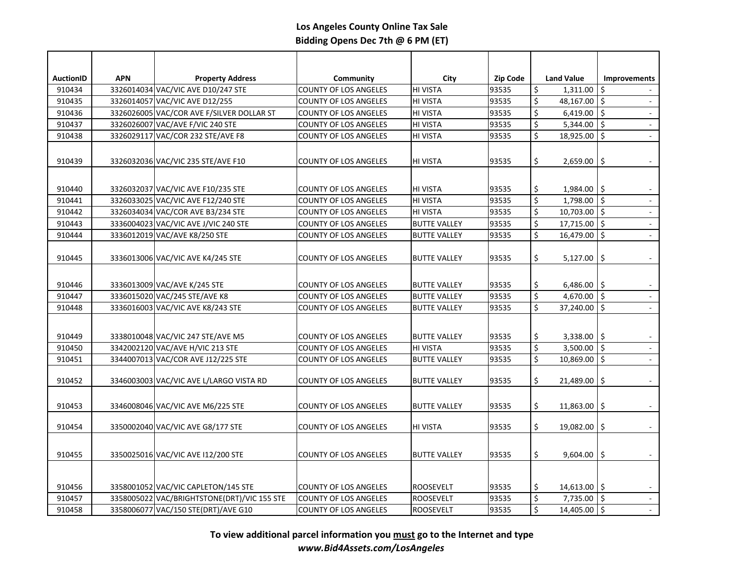# Los Angeles County Online Tax Sale

## Bidding Opens Dec 7th @ 6 PM (ET)

| AuctionID | APN | Property Address | Community | City | Zip Code | Land Value | Improvements |
|---|---|---|---|---|---|---|---|
| 910434 | 3326014034 | VAC/VIC AVE D10/247 STE | COUNTY OF LOS ANGELES | HI VISTA | 93535 | $ 1,311.00 | $ - |
| 910435 | 3326014057 | VAC/VIC AVE D12/255 | COUNTY OF LOS ANGELES | HI VISTA | 93535 | $ 48,167.00 | $ - |
| 910436 | 3326026005 | VAC/COR AVE F/SILVER DOLLAR ST | COUNTY OF LOS ANGELES | HI VISTA | 93535 | $ 6,419.00 | $ - |
| 910437 | 3326026007 | VAC/AVE F/VIC 240 STE | COUNTY OF LOS ANGELES | HI VISTA | 93535 | $ 5,344.00 | $ - |
| 910438 | 3326029117 | VAC/COR 232 STE/AVE F8 | COUNTY OF LOS ANGELES | HI VISTA | 93535 | $ 18,925.00 | $ - |
| 910439 | 3326032036 | VAC/VIC 235 STE/AVE F10 | COUNTY OF LOS ANGELES | HI VISTA | 93535 | $ 2,659.00 | $ - |
| 910440 | 3326032037 | VAC/VIC AVE F10/235 STE | COUNTY OF LOS ANGELES | HI VISTA | 93535 | $ 1,984.00 | $ - |
| 910441 | 3326033025 | VAC/VIC AVE F12/240 STE | COUNTY OF LOS ANGELES | HI VISTA | 93535 | $ 1,798.00 | $ - |
| 910442 | 3326034034 | VAC/COR AVE B3/234 STE | COUNTY OF LOS ANGELES | HI VISTA | 93535 | $ 10,703.00 | $ - |
| 910443 | 3336004023 | VAC/VIC AVE J/VIC 240 STE | COUNTY OF LOS ANGELES | BUTTE VALLEY | 93535 | $ 17,715.00 | $ - |
| 910444 | 3336012019 | VAC/AVE K8/250 STE | COUNTY OF LOS ANGELES | BUTTE VALLEY | 93535 | $ 16,479.00 | $ - |
| 910445 | 3336013006 | VAC/VIC AVE K4/245 STE | COUNTY OF LOS ANGELES | BUTTE VALLEY | 93535 | $ 5,127.00 | $ - |
| 910446 | 3336013009 | VAC/AVE K/245 STE | COUNTY OF LOS ANGELES | BUTTE VALLEY | 93535 | $ 6,486.00 | $ - |
| 910447 | 3336015020 | VAC/245 STE/AVE K8 | COUNTY OF LOS ANGELES | BUTTE VALLEY | 93535 | $ 4,670.00 | $ - |
| 910448 | 3336016003 | VAC/VIC AVE K8/243 STE | COUNTY OF LOS ANGELES | BUTTE VALLEY | 93535 | $ 37,240.00 | $ - |
| 910449 | 3338010048 | VAC/VIC 247 STE/AVE M5 | COUNTY OF LOS ANGELES | BUTTE VALLEY | 93535 | $ 3,338.00 | $ - |
| 910450 | 3342002120 | VAC/AVE H/VIC 213 STE | COUNTY OF LOS ANGELES | HI VISTA | 93535 | $ 3,500.00 | $ - |
| 910451 | 3344007013 | VAC/COR AVE J12/225 STE | COUNTY OF LOS ANGELES | BUTTE VALLEY | 93535 | $ 10,869.00 | $ - |
| 910452 | 3346003003 | VAC/VIC AVE L/LARGO VISTA RD | COUNTY OF LOS ANGELES | BUTTE VALLEY | 93535 | $ 21,489.00 | $ - |
| 910453 | 3346008046 | VAC/VIC AVE M6/225 STE | COUNTY OF LOS ANGELES | BUTTE VALLEY | 93535 | $ 11,863.00 | $ - |
| 910454 | 3350002040 | VAC/VIC AVE G8/177 STE | COUNTY OF LOS ANGELES | HI VISTA | 93535 | $ 19,082.00 | $ - |
| 910455 | 3350025016 | VAC/VIC AVE I12/200 STE | COUNTY OF LOS ANGELES | BUTTE VALLEY | 93535 | $ 9,604.00 | $ - |
| 910456 | 3358001052 | VAC/VIC CAPLETON/145 STE | COUNTY OF LOS ANGELES | ROOSEVELT | 93535 | $ 14,613.00 | $ - |
| 910457 | 3358005022 | VAC/BRIGHTSTONE(DRT)/VIC 155 STE | COUNTY OF LOS ANGELES | ROOSEVELT | 93535 | $ 7,735.00 | $ - |
| 910458 | 3358006077 | VAC/150 STE(DRT)/AVE G10 | COUNTY OF LOS ANGELES | ROOSEVELT | 93535 | $ 14,405.00 | $ - |

**To view additional parcel information you must go to the Internet and type**
***www.Bid4Assets.com/LosAngeles***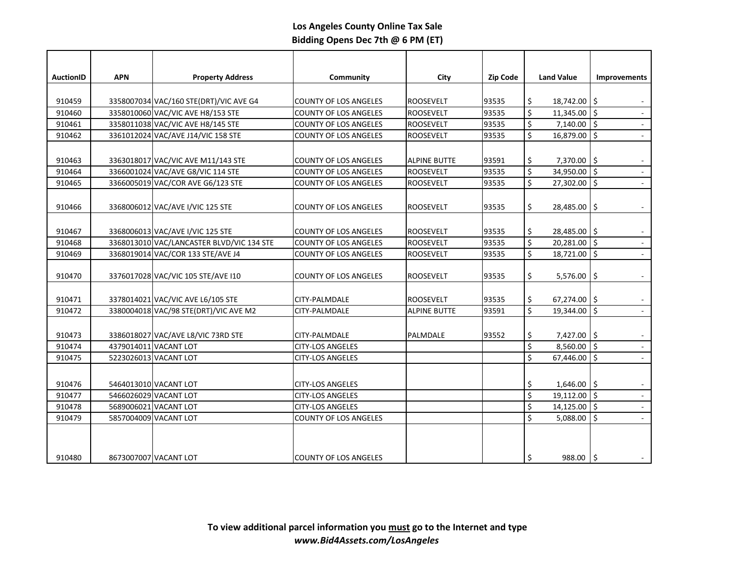**Los Angeles County Online Tax Sale**
**Bidding Opens Dec 7th @ 6 PM (ET)**

| AuctionID | APN | Property Address | Community | City | Zip Code | Land Value | Improvements |
|---|---|---|---|---|---|---|---|
| 910459 | 3358007034 | VAC/160 STE(DRT)/VIC AVE G4 | COUNTY OF LOS ANGELES | ROOSEVELT | 93535 | $ 18,742.00 | $ - |
| 910460 | 3358010060 | VAC/VIC AVE H8/153 STE | COUNTY OF LOS ANGELES | ROOSEVELT | 93535 | $ 11,345.00 | $ - |
| 910461 | 3358011038 | VAC/VIC AVE H8/145 STE | COUNTY OF LOS ANGELES | ROOSEVELT | 93535 | $ 7,140.00 | $ - |
| 910462 | 3361012024 | VAC/AVE J14/VIC 158 STE | COUNTY OF LOS ANGELES | ROOSEVELT | 93535 | $ 16,879.00 | $ - |
| 910463 | 3363018017 | VAC/VIC AVE M11/143 STE | COUNTY OF LOS ANGELES | ALPINE BUTTE | 93591 | $ 7,370.00 | $ - |
| 910464 | 3366001024 | VAC/AVE G8/VIC 114 STE | COUNTY OF LOS ANGELES | ROOSEVELT | 93535 | $ 34,950.00 | $ - |
| 910465 | 3366005019 | VAC/COR AVE G6/123 STE | COUNTY OF LOS ANGELES | ROOSEVELT | 93535 | $ 27,302.00 | $ - |
| 910466 | 3368006012 | VAC/AVE I/VIC 125 STE | COUNTY OF LOS ANGELES | ROOSEVELT | 93535 | $ 28,485.00 | $ - |
| 910467 | 3368006013 | VAC/AVE I/VIC 125 STE | COUNTY OF LOS ANGELES | ROOSEVELT | 93535 | $ 28,485.00 | $ - |
| 910468 | 3368013010 | VAC/LANCASTER BLVD/VIC 134 STE | COUNTY OF LOS ANGELES | ROOSEVELT | 93535 | $ 20,281.00 | $ - |
| 910469 | 3368019014 | VAC/COR 133 STE/AVE J4 | COUNTY OF LOS ANGELES | ROOSEVELT | 93535 | $ 18,721.00 | $ - |
| 910470 | 3376017028 | VAC/VIC 105 STE/AVE I10 | COUNTY OF LOS ANGELES | ROOSEVELT | 93535 | $ 5,576.00 | $ - |
| 910471 | 3378014021 | VAC/VIC AVE L6/105 STE | CITY-PALMDALE | ROOSEVELT | 93535 | $ 67,274.00 | $ - |
| 910472 | 3380004018 | VAC/98 STE(DRT)/VIC AVE M2 | CITY-PALMDALE | ALPINE BUTTE | 93591 | $ 19,344.00 | $ - |
| 910473 | 3386018027 | VAC/AVE L8/VIC 73RD STE | CITY-PALMDALE | PALMDALE | 93552 | $ 7,427.00 | $ - |
| 910474 | 4379014011 | VACANT LOT | CITY-LOS ANGELES | | | $ 8,560.00 | $ - |
| 910475 | 5223026013 | VACANT LOT | CITY-LOS ANGELES | | | $ 67,446.00 | $ - |
| 910476 | 5464013010 | VACANT LOT | CITY-LOS ANGELES | | | $ 1,646.00 | $ - |
| 910477 | 5466026029 | VACANT LOT | CITY-LOS ANGELES | | | $ 19,112.00 | $ - |
| 910478 | 5689006021 | VACANT LOT | CITY-LOS ANGELES | | | $ 14,125.00 | $ - |
| 910479 | 5857004009 | VACANT LOT | COUNTY OF LOS ANGELES | | | $ 5,088.00 | $ - |
| 910480 | 8673007007 | VACANT LOT | COUNTY OF LOS ANGELES | | | $ 988.00 | $ - |

**To view additional parcel information you must go to the Internet and type**
***www.Bid4Assets.com/LosAngeles***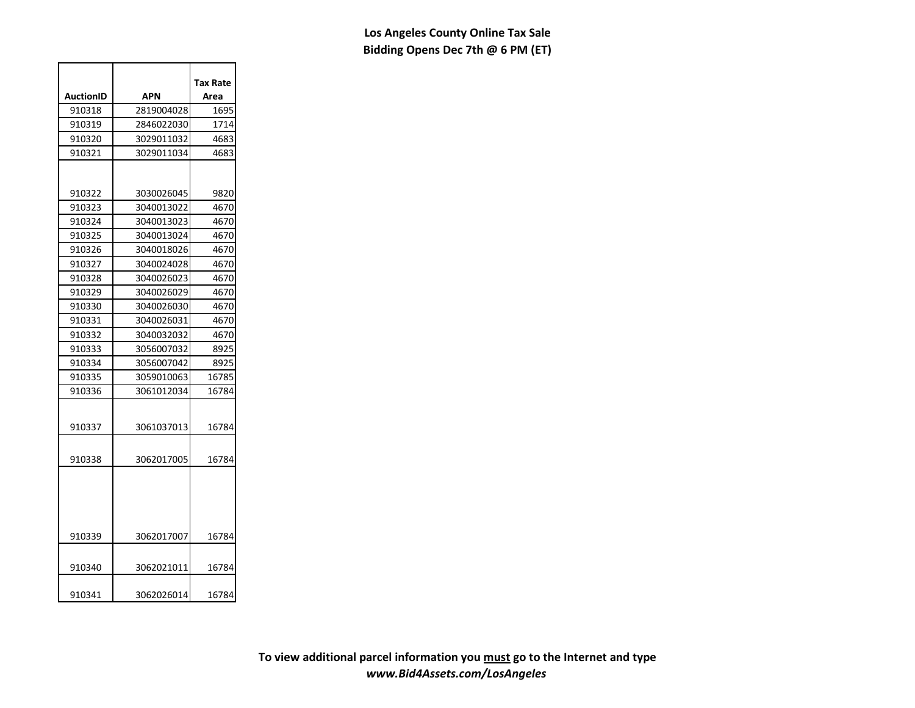**Los Angeles County Online Tax Sale**
**Bidding Opens Dec 7th @ 6 PM (ET)**

| AuctionID | APN | Tax Rate Area |
|---|---|---|
| 910318 | 2819004028 | 1695 |
| 910319 | 2846022030 | 1714 |
| 910320 | 3029011032 | 4683 |
| 910321 | 3029011034 | 4683 |
| 910322 | 3030026045 | 9820 |
| 910323 | 3040013022 | 4670 |
| 910324 | 3040013023 | 4670 |
| 910325 | 3040013024 | 4670 |
| 910326 | 3040018026 | 4670 |
| 910327 | 3040024028 | 4670 |
| 910328 | 3040026023 | 4670 |
| 910329 | 3040026029 | 4670 |
| 910330 | 3040026030 | 4670 |
| 910331 | 3040026031 | 4670 |
| 910332 | 3040032032 | 4670 |
| 910333 | 3056007032 | 8925 |
| 910334 | 3056007042 | 8925 |
| 910335 | 3059010063 | 16785 |
| 910336 | 3061012034 | 16784 |
| 910337 | 3061037013 | 16784 |
| 910338 | 3062017005 | 16784 |
| 910339 | 3062017007 | 16784 |
| 910340 | 3062021011 | 16784 |
| 910341 | 3062026014 | 16784 |

**To view additional parcel information you <u>must</u> go to the Internet and type**
***www.Bid4Assets.com/LosAngeles***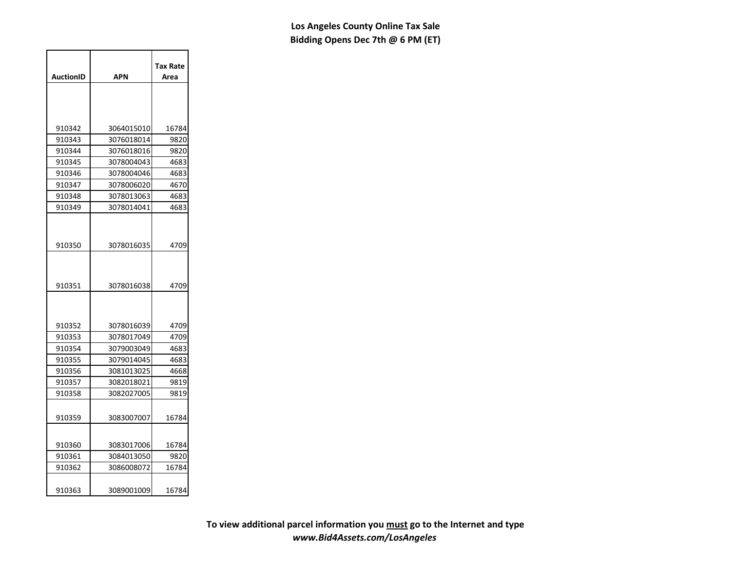**Los Angeles County Online Tax Sale**
**Bidding Opens Dec 7th @ 6 PM (ET)**

| AuctionID | APN | Tax Rate Area |
|---|---|---|
| 910342 | 3064015010 | 16784 |
| 910343 | 3076018014 | 9820 |
| 910344 | 3076018016 | 9820 |
| 910345 | 3078004043 | 4683 |
| 910346 | 3078004046 | 4683 |
| 910347 | 3078006020 | 4670 |
| 910348 | 3078013063 | 4683 |
| 910349 | 3078014041 | 4683 |
| 910350 | 3078016035 | 4709 |
| 910351 | 3078016038 | 4709 |
| 910352 | 3078016039 | 4709 |
| 910353 | 3078017049 | 4709 |
| 910354 | 3079003049 | 4683 |
| 910355 | 3079014045 | 4683 |
| 910356 | 3081013025 | 4668 |
| 910357 | 3082018021 | 9819 |
| 910358 | 3082027005 | 9819 |
| 910359 | 3083007007 | 16784 |
| 910360 | 3083017006 | 16784 |
| 910361 | 3084013050 | 9820 |
| 910362 | 3086008072 | 16784 |
| 910363 | 3089001009 | 16784 |

**To view additional parcel information you must go to the Internet and type**
***www.Bid4Assets.com/LosAngeles***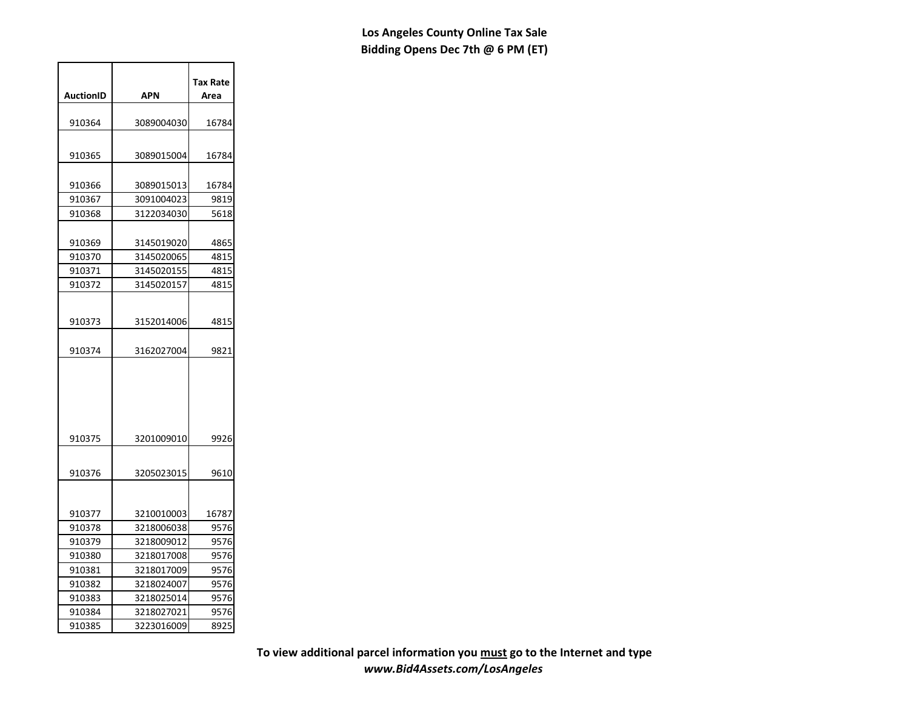**Los Angeles County Online Tax Sale**
**Bidding Opens Dec 7th @ 6 PM (ET)**

| AuctionID | APN | Tax Rate Area |
|---|---|---|
| 910364 | 3089004030 | 16784 |
| 910365 | 3089015004 | 16784 |
| 910366 | 3089015013 | 16784 |
| 910367 | 3091004023 | 9819 |
| 910368 | 3122034030 | 5618 |
| 910369 | 3145019020 | 4865 |
| 910370 | 3145020065 | 4815 |
| 910371 | 3145020155 | 4815 |
| 910372 | 3145020157 | 4815 |
| 910373 | 3152014006 | 4815 |
| 910374 | 3162027004 | 9821 |
| 910375 | 3201009010 | 9926 |
| 910376 | 3205023015 | 9610 |
| 910377 | 3210010003 | 16787 |
| 910378 | 3218006038 | 9576 |
| 910379 | 3218009012 | 9576 |
| 910380 | 3218017008 | 9576 |
| 910381 | 3218017009 | 9576 |
| 910382 | 3218024007 | 9576 |
| 910383 | 3218025014 | 9576 |
| 910384 | 3218027021 | 9576 |
| 910385 | 3223016009 | 8925 |

**To view additional parcel information you must go to the Internet and type**
***www.Bid4Assets.com/LosAngeles***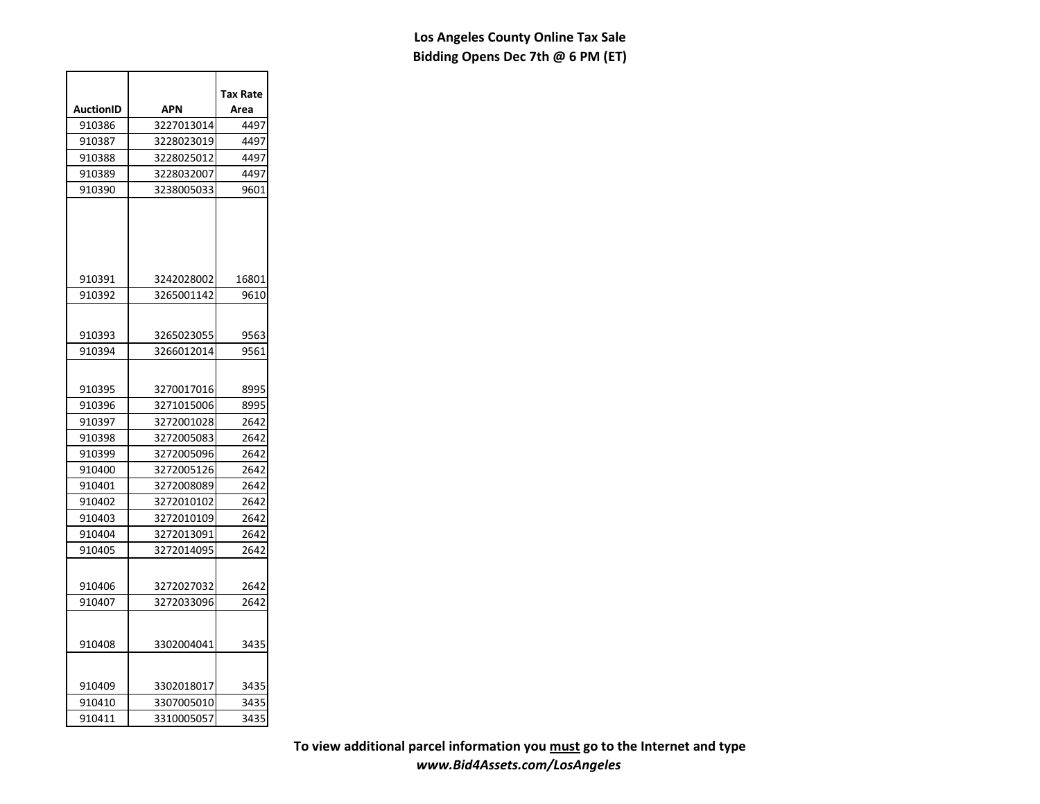**Los Angeles County Online Tax Sale**
**Bidding Opens Dec 7th @ 6 PM (ET)**

| AuctionID | APN | Tax Rate Area |
|---|---|---|
| 910386 | 3227013014 | 4497 |
| 910387 | 3228023019 | 4497 |
| 910388 | 3228025012 | 4497 |
| 910389 | 3228032007 | 4497 |
| 910390 | 3238005033 | 9601 |
| 910391 | 3242028002 | 16801 |
| 910392 | 3265001142 | 9610 |
| 910393 | 3265023055 | 9563 |
| 910394 | 3266012014 | 9561 |
| 910395 | 3270017016 | 8995 |
| 910396 | 3271015006 | 8995 |
| 910397 | 3272001028 | 2642 |
| 910398 | 3272005083 | 2642 |
| 910399 | 3272005096 | 2642 |
| 910400 | 3272005126 | 2642 |
| 910401 | 3272008089 | 2642 |
| 910402 | 3272010102 | 2642 |
| 910403 | 3272010109 | 2642 |
| 910404 | 3272013091 | 2642 |
| 910405 | 3272014095 | 2642 |
| 910406 | 3272027032 | 2642 |
| 910407 | 3272033096 | 2642 |
| 910408 | 3302004041 | 3435 |
| 910409 | 3302018017 | 3435 |
| 910410 | 3307005010 | 3435 |
| 910411 | 3310005057 | 3435 |

**To view additional parcel information you <u>must</u> go to the Internet and type *www.Bid4Assets.com/LosAngeles***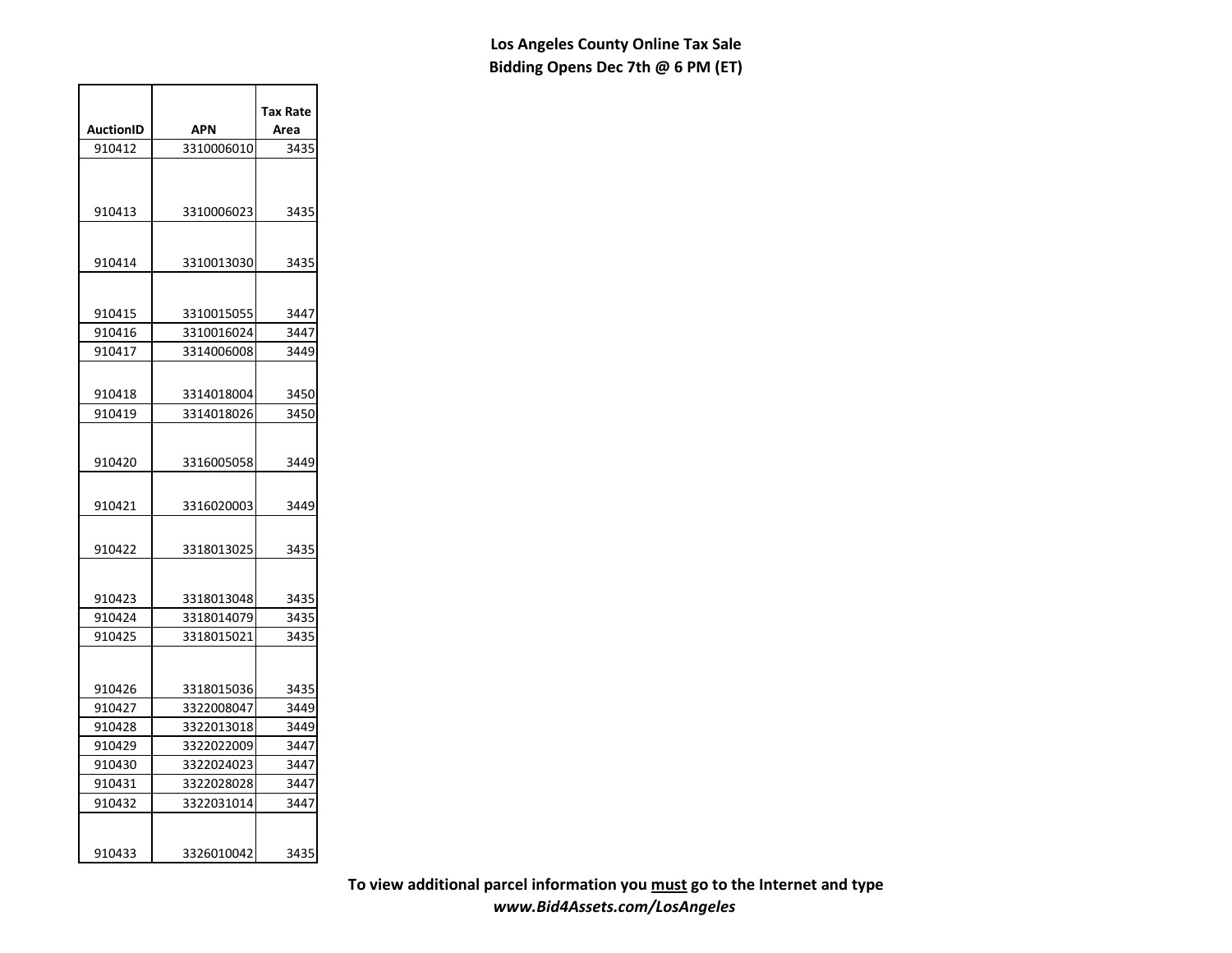**Los Angeles County Online Tax Sale**
**Bidding Opens Dec 7th @ 6 PM (ET)**

| AuctionID | APN | Tax Rate Area |
|---|---|---|
| 910412 | 3310006010 | 3435 |
| 910413 | 3310006023 | 3435 |
| 910414 | 3310013030 | 3435 |
| 910415 | 3310015055 | 3447 |
| 910416 | 3310016024 | 3447 |
| 910417 | 3314006008 | 3449 |
| 910418 | 3314018004 | 3450 |
| 910419 | 3314018026 | 3450 |
| 910420 | 3316005058 | 3449 |
| 910421 | 3316020003 | 3449 |
| 910422 | 3318013025 | 3435 |
| 910423 | 3318013048 | 3435 |
| 910424 | 3318014079 | 3435 |
| 910425 | 3318015021 | 3435 |
| 910426 | 3318015036 | 3435 |
| 910427 | 3322008047 | 3449 |
| 910428 | 3322013018 | 3449 |
| 910429 | 3322022009 | 3447 |
| 910430 | 3322024023 | 3447 |
| 910431 | 3322028028 | 3447 |
| 910432 | 3322031014 | 3447 |
| 910433 | 3326010042 | 3435 |

**To view additional parcel information you <u>must</u> go to the Internet and type**
***www.Bid4Assets.com/LosAngeles***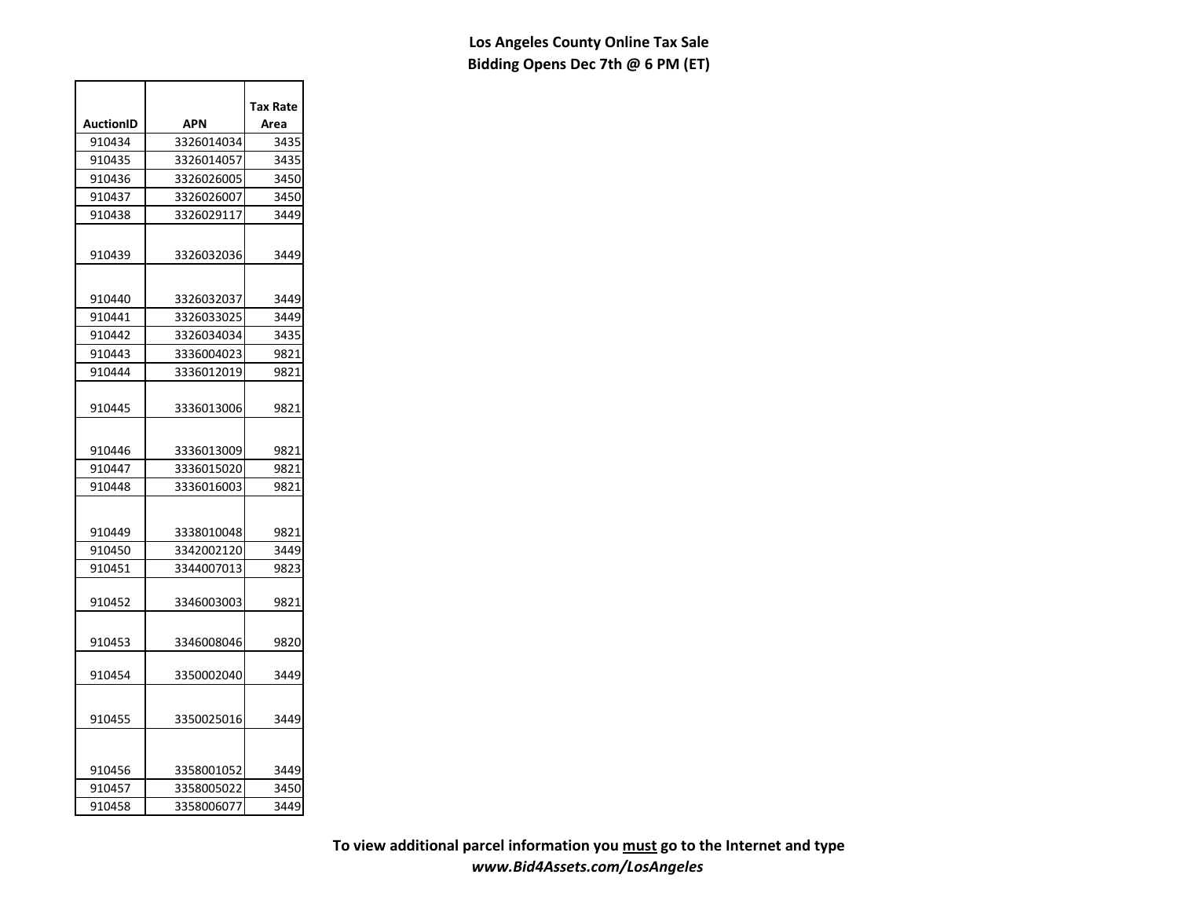**Los Angeles County Online Tax Sale**
**Bidding Opens Dec 7th @ 6 PM (ET)**

| AuctionID | APN | Tax Rate Area |
|---|---|---|
| 910434 | 3326014034 | 3435 |
| 910435 | 3326014057 | 3435 |
| 910436 | 3326026005 | 3450 |
| 910437 | 3326026007 | 3450 |
| 910438 | 3326029117 | 3449 |
| 910439 | 3326032036 | 3449 |
| 910440 | 3326032037 | 3449 |
| 910441 | 3326033025 | 3449 |
| 910442 | 3326034034 | 3435 |
| 910443 | 3336004023 | 9821 |
| 910444 | 3336012019 | 9821 |
| 910445 | 3336013006 | 9821 |
| 910446 | 3336013009 | 9821 |
| 910447 | 3336015020 | 9821 |
| 910448 | 3336016003 | 9821 |
| 910449 | 3338010048 | 9821 |
| 910450 | 3342002120 | 3449 |
| 910451 | 3344007013 | 9823 |
| 910452 | 3346003003 | 9821 |
| 910453 | 3346008046 | 9820 |
| 910454 | 3350002040 | 3449 |
| 910455 | 3350025016 | 3449 |
| 910456 | 3358001052 | 3449 |
| 910457 | 3358005022 | 3450 |
| 910458 | 3358006077 | 3449 |

**To view additional parcel information you must go to the Internet and type**
***www.Bid4Assets.com/LosAngeles***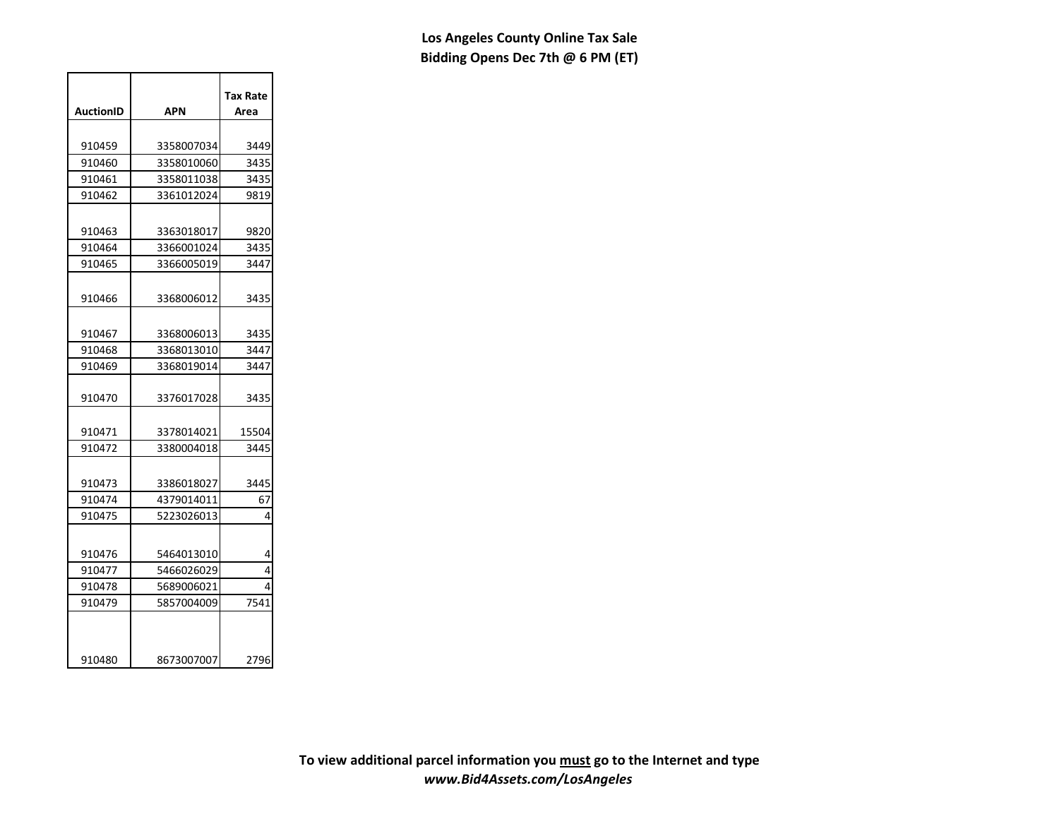**Los Angeles County Online Tax Sale**
**Bidding Opens Dec 7th @ 6 PM (ET)**

| AuctionID | APN | Tax Rate Area |
|---|---|---|
| 910459 | 3358007034 | 3449 |
| 910460 | 3358010060 | 3435 |
| 910461 | 3358011038 | 3435 |
| 910462 | 3361012024 | 9819 |
| 910463 | 3363018017 | 9820 |
| 910464 | 3366001024 | 3435 |
| 910465 | 3366005019 | 3447 |
| 910466 | 3368006012 | 3435 |
| 910467 | 3368006013 | 3435 |
| 910468 | 3368013010 | 3447 |
| 910469 | 3368019014 | 3447 |
| 910470 | 3376017028 | 3435 |
| 910471 | 3378014021 | 15504 |
| 910472 | 3380004018 | 3445 |
| 910473 | 3386018027 | 3445 |
| 910474 | 4379014011 | 67 |
| 910475 | 5223026013 | 4 |
| 910476 | 5464013010 | 4 |
| 910477 | 5466026029 | 4 |
| 910478 | 5689006021 | 4 |
| 910479 | 5857004009 | 7541 |
| 910480 | 8673007007 | 2796 |

**To view additional parcel information you must go to the Internet and type**
***www.Bid4Assets.com/LosAngeles***